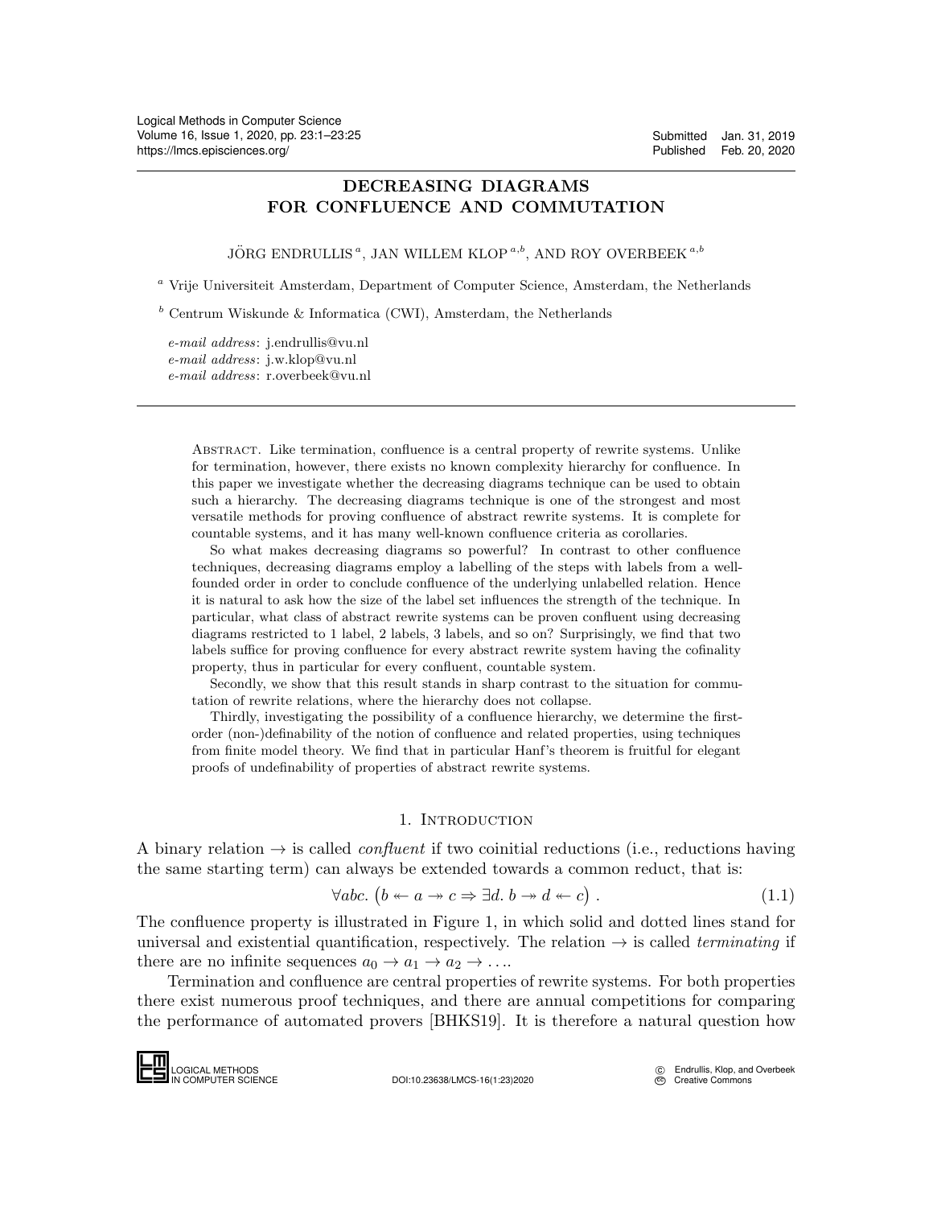# DECREASING DIAGRAMS FOR CONFLUENCE AND COMMUTATION

JÖRG ENDRULLIS [a], JAN WILLEM KLOP [a,b], AND ROY OVERBEEK [a,b]

[a] Vrije Universiteit Amsterdam, Department of Computer Science, Amsterdam, the Netherlands

[b] Centrum Wiskunde & Informatica (CWI), Amsterdam, the Netherlands

*e-mail address*: j.endrullis@vu.nl
*e-mail address*: j.w.klop@vu.nl
*e-mail address*: r.overbeek@vu.nl

Abstract. Like termination, confluence is a central property of rewrite systems. Unlike for termination, however, there exists no known complexity hierarchy for confluence. In this paper we investigate whether the decreasing diagrams technique can be used to obtain such a hierarchy. The decreasing diagrams technique is one of the strongest and most versatile methods for proving confluence of abstract rewrite systems. It is complete for countable systems, and it has many well-known confluence criteria as corollaries.

So what makes decreasing diagrams so powerful? In contrast to other confluence techniques, decreasing diagrams employ a labelling of the steps with labels from a well-founded order in order to conclude confluence of the underlying unlabelled relation. Hence it is natural to ask how the size of the label set influences the strength of the technique. In particular, what class of abstract rewrite systems can be proven confluent using decreasing diagrams restricted to 1 label, 2 labels, 3 labels, and so on? Surprisingly, we find that two labels suffice for proving confluence for every abstract rewrite system having the cofinality property, thus in particular for every confluent, countable system.

Secondly, we show that this result stands in sharp contrast to the situation for commutation of rewrite relations, where the hierarchy does not collapse.

Thirdly, investigating the possibility of a confluence hierarchy, we determine the first-order (non-)definability of the notion of confluence and related properties, using techniques from finite model theory. We find that in particular Hanf's theorem is fruitful for elegant proofs of undefinability of properties of abstract rewrite systems.

## 1. Introduction

A binary relation $\to$ is called *confluent* if two coinitial reductions (i.e., reductions having the same starting term) can always be extended towards a common reduct, that is:

$$\forall abc. \left( b \twoheadleftarrow a \twoheadrightarrow c \Rightarrow \exists d.\, b \twoheadrightarrow d \twoheadleftarrow c \right) . \tag{1.1}$$

The confluence property is illustrated in Figure 1, in which solid and dotted lines stand for universal and existential quantification, respectively. The relation $\to$ is called *terminating* if there are no infinite sequences $a_0 \to a_1 \to a_2 \to \ldots$.

Termination and confluence are central properties of rewrite systems. For both properties there exist numerous proof techniques, and there are annual competitions for comparing the performance of automated provers [BHKS19]. It is therefore a natural question how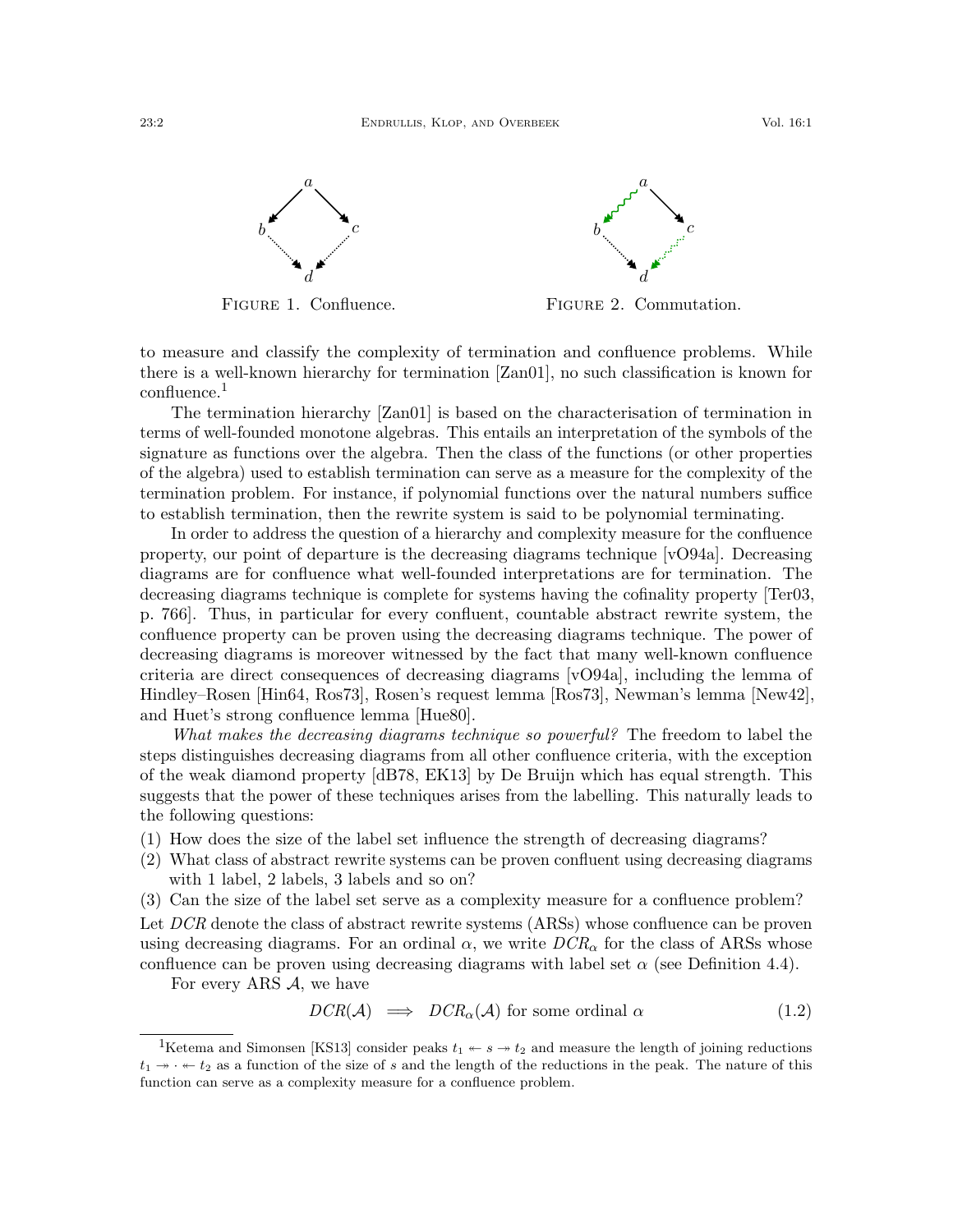FIGURE 1. Confluence.

FIGURE 2. Commutation.

to measure and classify the complexity of termination and confluence problems. While there is a well-known hierarchy for termination [Zan01], no such classification is known for confluence.[1]

The termination hierarchy [Zan01] is based on the characterisation of termination in terms of well-founded monotone algebras. This entails an interpretation of the symbols of the signature as functions over the algebra. Then the class of the functions (or other properties of the algebra) used to establish termination can serve as a measure for the complexity of the termination problem. For instance, if polynomial functions over the natural numbers suffice to establish termination, then the rewrite system is said to be polynomial terminating.

In order to address the question of a hierarchy and complexity measure for the confluence property, our point of departure is the decreasing diagrams technique [vO94a]. Decreasing diagrams are for confluence what well-founded interpretations are for termination. The decreasing diagrams technique is complete for systems having the cofinality property [Ter03, p. 766]. Thus, in particular for every confluent, countable abstract rewrite system, the confluence property can be proven using the decreasing diagrams technique. The power of decreasing diagrams is moreover witnessed by the fact that many well-known confluence criteria are direct consequences of decreasing diagrams [vO94a], including the lemma of Hindley–Rosen [Hin64, Ros73], Rosen's request lemma [Ros73], Newman's lemma [New42], and Huet's strong confluence lemma [Hue80].

*What makes the decreasing diagrams technique so powerful?* The freedom to label the steps distinguishes decreasing diagrams from all other confluence criteria, with the exception of the weak diamond property [dB78, EK13] by De Bruijn which has equal strength. This suggests that the power of these techniques arises from the labelling. This naturally leads to the following questions:

(1) How does the size of the label set influence the strength of decreasing diagrams?
(2) What class of abstract rewrite systems can be proven confluent using decreasing diagrams with 1 label, 2 labels, 3 labels and so on?
(3) Can the size of the label set serve as a complexity measure for a confluence problem?

Let $DCR$ denote the class of abstract rewrite systems (ARSs) whose confluence can be proven using decreasing diagrams. For an ordinal $\alpha$, we write $DCR_\alpha$ for the class of ARSs whose confluence can be proven using decreasing diagrams with label set $\alpha$ (see Definition 4.4).

For every ARS $\mathcal{A}$, we have

$$DCR(\mathcal{A}) \implies DCR_\alpha(\mathcal{A}) \text{ for some ordinal } \alpha \tag{1.2}$$

[1] Ketema and Simonsen [KS13] consider peaks $t_1 \twoheadleftarrow s \twoheadrightarrow t_2$ and measure the length of joining reductions $t_1 \twoheadrightarrow \cdot \twoheadleftarrow t_2$ as a function of the size of $s$ and the length of the reductions in the peak. The nature of this function can serve as a complexity measure for a confluence problem.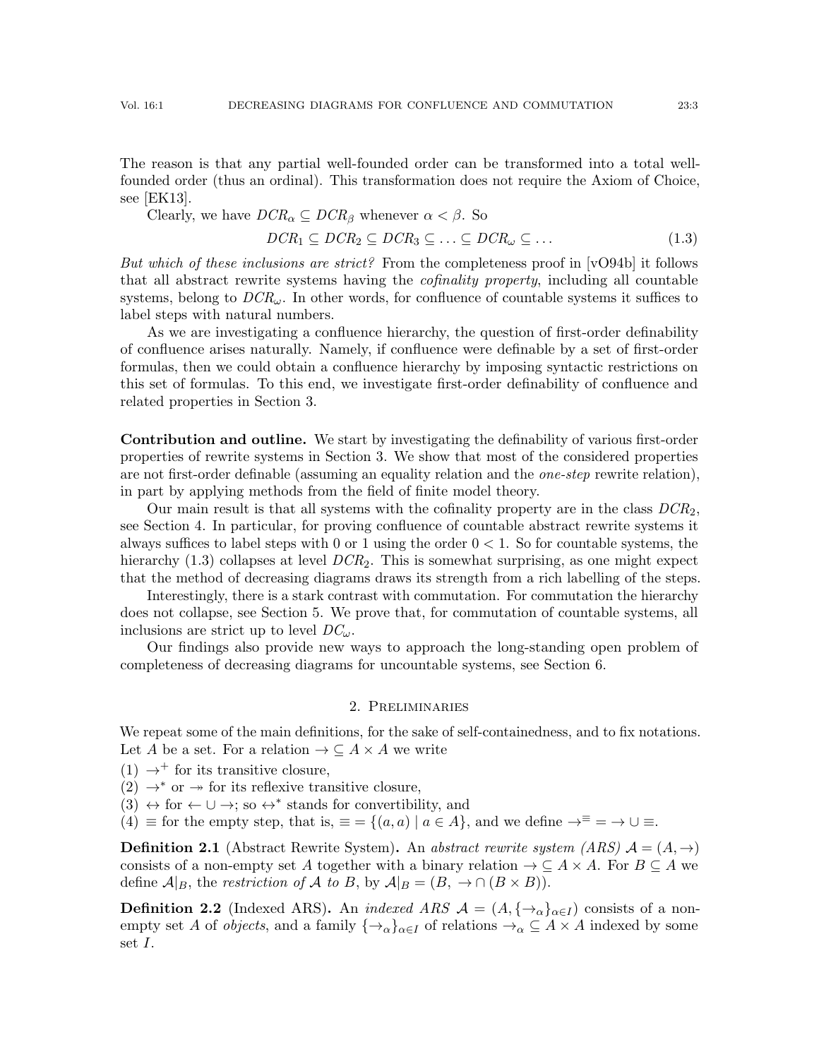The reason is that any partial well-founded order can be transformed into a total well-founded order (thus an ordinal). This transformation does not require the Axiom of Choice, see [EK13].

Clearly, we have $DCR_\alpha \subseteq DCR_\beta$ whenever $\alpha < \beta$. So

$$DCR_1 \subseteq DCR_2 \subseteq DCR_3 \subseteq \ldots \subseteq DCR_\omega \subseteq \ldots \tag{1.3}$$

*But which of these inclusions are strict?* From the completeness proof in [vO94b] it follows that all abstract rewrite systems having the *cofinality property*, including all countable systems, belong to $DCR_\omega$. In other words, for confluence of countable systems it suffices to label steps with natural numbers.

As we are investigating a confluence hierarchy, the question of first-order definability of confluence arises naturally. Namely, if confluence were definable by a set of first-order formulas, then we could obtain a confluence hierarchy by imposing syntactic restrictions on this set of formulas. To this end, we investigate first-order definability of confluence and related properties in Section 3.

**Contribution and outline.** We start by investigating the definability of various first-order properties of rewrite systems in Section 3. We show that most of the considered properties are not first-order definable (assuming an equality relation and the *one-step* rewrite relation), in part by applying methods from the field of finite model theory.

Our main result is that all systems with the cofinality property are in the class $DCR_2$, see Section 4. In particular, for proving confluence of countable abstract rewrite systems it always suffices to label steps with 0 or 1 using the order $0 < 1$. So for countable systems, the hierarchy (1.3) collapses at level $DCR_2$. This is somewhat surprising, as one might expect that the method of decreasing diagrams draws its strength from a rich labelling of the steps.

Interestingly, there is a stark contrast with commutation. For commutation the hierarchy does not collapse, see Section 5. We prove that, for commutation of countable systems, all inclusions are strict up to level $DC_\omega$.

Our findings also provide new ways to approach the long-standing open problem of completeness of decreasing diagrams for uncountable systems, see Section 6.

## 2. Preliminaries

We repeat some of the main definitions, for the sake of self-containedness, and to fix notations. Let $A$ be a set. For a relation $\to \subseteq A \times A$ we write

(1) $\to^+$ for its transitive closure,
(2) $\to^*$ or $\twoheadrightarrow$ for its reflexive transitive closure,
(3) $\leftrightarrow$ for $\leftarrow \cup \to$; so $\leftrightarrow^*$ stands for convertibility, and
(4) $\equiv$ for the empty step, that is, $\equiv = \{(a, a) \mid a \in A\}$, and we define $\to^\equiv = \to \cup \equiv$.

**Definition 2.1** (Abstract Rewrite System)**.** An *abstract rewrite system (ARS)* $\mathcal{A} = (A, \to)$ consists of a non-empty set $A$ together with a binary relation $\to \subseteq A \times A$. For $B \subseteq A$ we define $\mathcal{A}|_B$, the *restriction of* $\mathcal{A}$ *to* $B$, by $\mathcal{A}|_B = (B, \to \cap (B \times B))$.

**Definition 2.2** (Indexed ARS)**.** An *indexed ARS* $\mathcal{A} = (A, \{\to_\alpha\}_{\alpha \in I})$ consists of a non-empty set $A$ of *objects*, and a family $\{\to_\alpha\}_{\alpha \in I}$ of relations $\to_\alpha \subseteq A \times A$ indexed by some set $I$.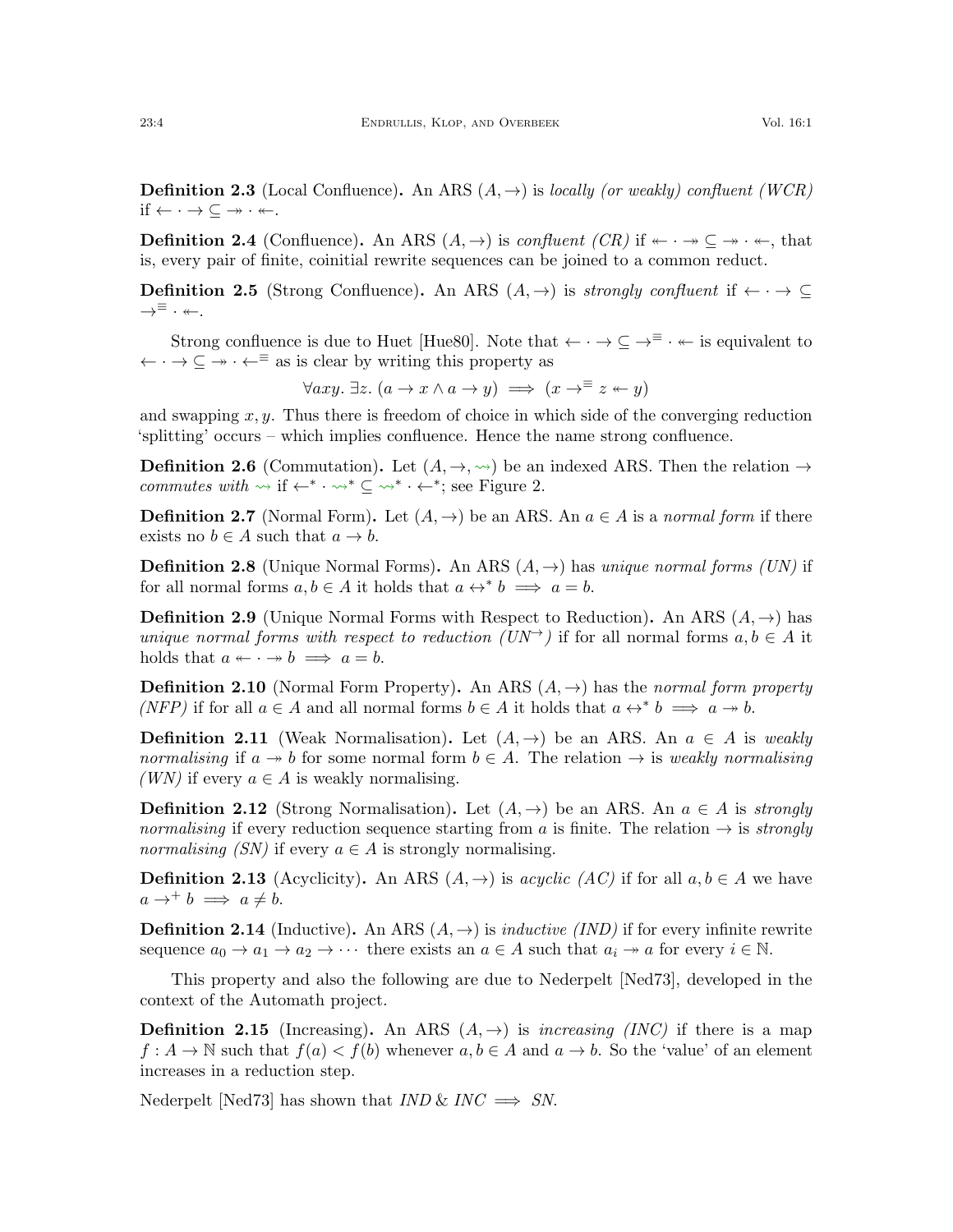**Definition 2.3** (Local Confluence)**.** An ARS $(A, \to)$ is *locally (or weakly) confluent (WCR)* if $\leftarrow \cdot \to \subseteq \twoheadrightarrow \cdot \twoheadleftarrow$.

**Definition 2.4** (Confluence)**.** An ARS $(A, \to)$ is *confluent (CR)* if $\twoheadleftarrow \cdot \twoheadrightarrow \subseteq \twoheadrightarrow \cdot \twoheadleftarrow$, that is, every pair of finite, coinitial rewrite sequences can be joined to a common reduct.

**Definition 2.5** (Strong Confluence)**.** An ARS $(A, \to)$ is *strongly confluent* if $\leftarrow \cdot \to \subseteq \to^{\equiv} \cdot \twoheadleftarrow$.

Strong confluence is due to Huet [Hue80]. Note that $\leftarrow \cdot \to \subseteq \to^{\equiv} \cdot \twoheadleftarrow$ is equivalent to $\leftarrow \cdot \to \subseteq \twoheadrightarrow \cdot \leftarrow^{\equiv}$ as is clear by writing this property as

$$\forall axy.\ \exists z.\ (a \to x \wedge a \to y) \implies (x \to^{\equiv} z \twoheadleftarrow y)$$

and swapping $x, y$. Thus there is freedom of choice in which side of the converging reduction 'splitting' occurs – which implies confluence. Hence the name strong confluence.

**Definition 2.6** (Commutation)**.** Let $(A, \to, \rightsquigarrow)$ be an indexed ARS. Then the relation $\to$ *commutes with* $\rightsquigarrow$ if $\leftarrow^* \cdot \rightsquigarrow^* \subseteq \rightsquigarrow^* \cdot \leftarrow^*$; see Figure 2.

**Definition 2.7** (Normal Form)**.** Let $(A, \to)$ be an ARS. An $a \in A$ is a *normal form* if there exists no $b \in A$ such that $a \to b$.

**Definition 2.8** (Unique Normal Forms)**.** An ARS $(A, \to)$ has *unique normal forms (UN)* if for all normal forms $a, b \in A$ it holds that $a \leftrightarrow^* b \implies a = b$.

**Definition 2.9** (Unique Normal Forms with Respect to Reduction)**.** An ARS $(A, \to)$ has *unique normal forms with respect to reduction ($UN^{\to}$)* if for all normal forms $a, b \in A$ it holds that $a \twoheadleftarrow \cdot \twoheadrightarrow b \implies a = b$.

**Definition 2.10** (Normal Form Property)**.** An ARS $(A, \to)$ has the *normal form property (NFP)* if for all $a \in A$ and all normal forms $b \in A$ it holds that $a \leftrightarrow^* b \implies a \twoheadrightarrow b$.

**Definition 2.11** (Weak Normalisation)**.** Let $(A, \to)$ be an ARS. An $a \in A$ is *weakly normalising* if $a \twoheadrightarrow b$ for some normal form $b \in A$. The relation $\to$ is *weakly normalising (WN)* if every $a \in A$ is weakly normalising.

**Definition 2.12** (Strong Normalisation)**.** Let $(A, \to)$ be an ARS. An $a \in A$ is *strongly normalising* if every reduction sequence starting from $a$ is finite. The relation $\to$ is *strongly normalising (SN)* if every $a \in A$ is strongly normalising.

**Definition 2.13** (Acyclicity)**.** An ARS $(A, \to)$ is *acyclic (AC)* if for all $a, b \in A$ we have $a \to^+ b \implies a \neq b$.

**Definition 2.14** (Inductive)**.** An ARS $(A, \to)$ is *inductive (IND)* if for every infinite rewrite sequence $a_0 \to a_1 \to a_2 \to \cdots$ there exists an $a \in A$ such that $a_i \twoheadrightarrow a$ for every $i \in \mathbb{N}$.

This property and also the following are due to Nederpelt [Ned73], developed in the context of the Automath project.

**Definition 2.15** (Increasing)**.** An ARS $(A, \to)$ is *increasing (INC)* if there is a map $f : A \to \mathbb{N}$ such that $f(a) < f(b)$ whenever $a, b \in A$ and $a \to b$. So the 'value' of an element increases in a reduction step.

Nederpelt [Ned73] has shown that *IND* & *INC* $\implies$ *SN*.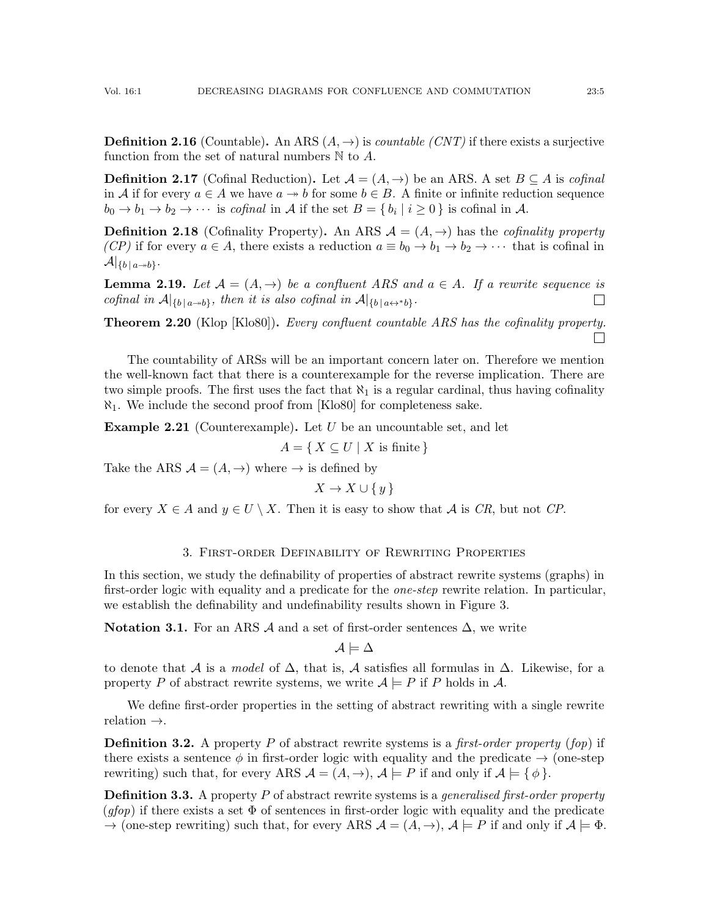**Definition 2.16** (Countable)**.** An ARS $(A, \to)$ is *countable (CNT)* if there exists a surjective function from the set of natural numbers $\mathbb{N}$ to $A$.

**Definition 2.17** (Cofinal Reduction)**.** Let $\mathcal{A} = (A, \to)$ be an ARS. A set $B \subseteq A$ is *cofinal* in $\mathcal{A}$ if for every $a \in A$ we have $a \twoheadrightarrow b$ for some $b \in B$. A finite or infinite reduction sequence $b_0 \to b_1 \to b_2 \to \cdots$ is *cofinal* in $\mathcal{A}$ if the set $B = \{ b_i \mid i \geq 0 \}$ is cofinal in $\mathcal{A}$.

**Definition 2.18** (Cofinality Property)**.** An ARS $\mathcal{A} = (A, \to)$ has the *cofinality property (CP)* if for every $a \in A$, there exists a reduction $a \equiv b_0 \to b_1 \to b_2 \to \cdots$ that is cofinal in $\mathcal{A}|_{\{b \,|\, a \twoheadrightarrow b\}}$.

**Lemma 2.19.** *Let $\mathcal{A} = (A, \to)$ be a confluent ARS and $a \in A$. If a rewrite sequence is cofinal in $\mathcal{A}|_{\{b \,|\, a \twoheadrightarrow b\}}$, then it is also cofinal in $\mathcal{A}|_{\{b \,|\, a \leftrightarrow^* b\}}$.* □

**Theorem 2.20** (Klop [Klo80])**.** *Every confluent countable ARS has the cofinality property.* □

The countability of ARSs will be an important concern later on. Therefore we mention the well-known fact that there is a counterexample for the reverse implication. There are two simple proofs. The first uses the fact that $\aleph_1$ is a regular cardinal, thus having cofinality $\aleph_1$. We include the second proof from [Klo80] for completeness sake.

**Example 2.21** (Counterexample)**.** Let $U$ be an uncountable set, and let

$$A = \{ X \subseteq U \mid X \text{ is finite} \}$$

Take the ARS $\mathcal{A} = (A, \to)$ where $\to$ is defined by

$$X \to X \cup \{ y \}$$

for every $X \in A$ and $y \in U \setminus X$. Then it is easy to show that $\mathcal{A}$ is *CR*, but not *CP*.

## 3. First-order Definability of Rewriting Properties

In this section, we study the definability of properties of abstract rewrite systems (graphs) in first-order logic with equality and a predicate for the *one-step* rewrite relation. In particular, we establish the definability and undefinability results shown in Figure 3.

**Notation 3.1.** For an ARS $\mathcal{A}$ and a set of first-order sentences $\Delta$, we write

$$\mathcal{A} \models \Delta$$

to denote that $\mathcal{A}$ is a *model* of $\Delta$, that is, $\mathcal{A}$ satisfies all formulas in $\Delta$. Likewise, for a property $P$ of abstract rewrite systems, we write $\mathcal{A} \models P$ if $P$ holds in $\mathcal{A}$.

We define first-order properties in the setting of abstract rewriting with a single rewrite relation $\to$.

**Definition 3.2.** A property $P$ of abstract rewrite systems is a *first-order property* (*fop*) if there exists a sentence $\phi$ in first-order logic with equality and the predicate $\to$ (one-step rewriting) such that, for every ARS $\mathcal{A} = (A, \to)$, $\mathcal{A} \models P$ if and only if $\mathcal{A} \models \{ \phi \}$.

**Definition 3.3.** A property $P$ of abstract rewrite systems is a *generalised first-order property* (*gfop*) if there exists a set $\Phi$ of sentences in first-order logic with equality and the predicate $\to$ (one-step rewriting) such that, for every ARS $\mathcal{A} = (A, \to)$, $\mathcal{A} \models P$ if and only if $\mathcal{A} \models \Phi$.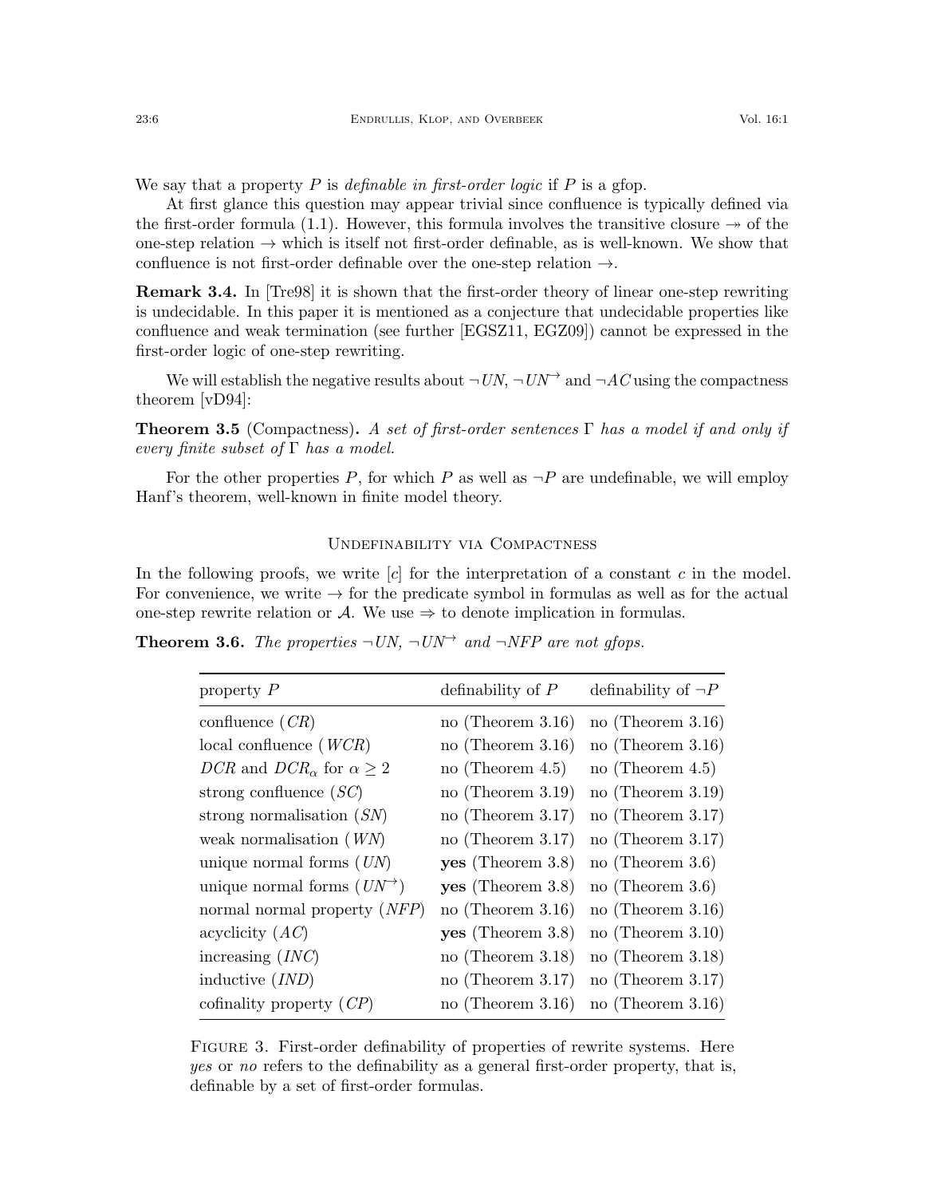We say that a property $P$ is *definable in first-order logic* if $P$ is a gfop.

At first glance this question may appear trivial since confluence is typically defined via the first-order formula (1.1). However, this formula involves the transitive closure $\twoheadrightarrow$ of the one-step relation $\rightarrow$ which is itself not first-order definable, as is well-known. We show that confluence is not first-order definable over the one-step relation $\rightarrow$.

**Remark 3.4.** In [Tre98] it is shown that the first-order theory of linear one-step rewriting is undecidable. In this paper it is mentioned as a conjecture that undecidable properties like confluence and weak termination (see further [EGSZ11, EGZ09]) cannot be expressed in the first-order logic of one-step rewriting.

We will establish the negative results about $\neg UN$, $\neg UN^{\rightarrow}$ and $\neg AC$ using the compactness theorem [vD94]:

**Theorem 3.5** (Compactness)**.** *A set of first-order sentences $\Gamma$ has a model if and only if every finite subset of $\Gamma$ has a model.*

For the other properties $P$, for which $P$ as well as $\neg P$ are undefinable, we will employ Hanf's theorem, well-known in finite model theory.

## Undefinability via Compactness

In the following proofs, we write $[c]$ for the interpretation of a constant $c$ in the model. For convenience, we write $\rightarrow$ for the predicate symbol in formulas as well as for the actual one-step rewrite relation or $\mathcal{A}$. We use $\Rightarrow$ to denote implication in formulas.

**Theorem 3.6.** *The properties $\neg UN$, $\neg UN^{\rightarrow}$ and $\neg NFP$ are not gfops.*

| property $P$ | definability of $P$ | definability of $\neg P$ |
|---|---|---|
| confluence ($CR$) | no (Theorem 3.16) | no (Theorem 3.16) |
| local confluence ($WCR$) | no (Theorem 3.16) | no (Theorem 3.16) |
| $DCR$ and $DCR_\alpha$ for $\alpha \geq 2$ | no (Theorem 4.5) | no (Theorem 4.5) |
| strong confluence ($SC$) | no (Theorem 3.19) | no (Theorem 3.19) |
| strong normalisation ($SN$) | no (Theorem 3.17) | no (Theorem 3.17) |
| weak normalisation ($WN$) | no (Theorem 3.17) | no (Theorem 3.17) |
| unique normal forms ($UN$) | **yes** (Theorem 3.8) | no (Theorem 3.6) |
| unique normal forms ($UN^{\rightarrow}$) | **yes** (Theorem 3.8) | no (Theorem 3.6) |
| normal normal property ($NFP$) | no (Theorem 3.16) | no (Theorem 3.16) |
| acyclicity ($AC$) | **yes** (Theorem 3.8) | no (Theorem 3.10) |
| increasing ($INC$) | no (Theorem 3.18) | no (Theorem 3.18) |
| inductive ($IND$) | no (Theorem 3.17) | no (Theorem 3.17) |
| cofinality property ($CP$) | no (Theorem 3.16) | no (Theorem 3.16) |

Figure 3. First-order definability of properties of rewrite systems. Here *yes* or *no* refers to the definability as a general first-order property, that is, definable by a set of first-order formulas.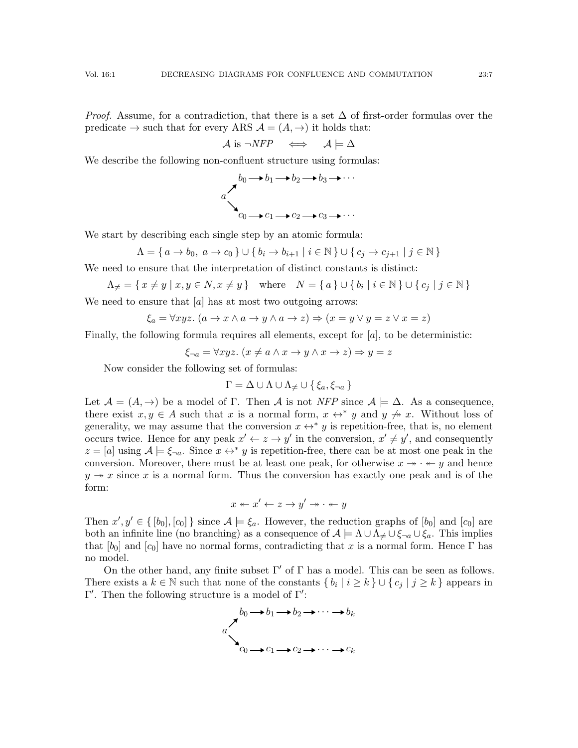*Proof.* Assume, for a contradiction, that there is a set $\Delta$ of first-order formulas over the predicate $\to$ such that for every ARS $\mathcal{A} = (A, \to)$ it holds that:

$$\mathcal{A} \text{ is } \neg NFP \quad \iff \quad \mathcal{A} \models \Delta$$

We describe the following non-confluent structure using formulas:

$$\begin{array}{l} \quad\; b_0 \to b_1 \to b_2 \to b_3 \to \cdots \\ a \nearrow \\ \;\;\; \searrow \\ \quad\; c_0 \to c_1 \to c_2 \to c_3 \to \cdots \end{array}$$

We start by describing each single step by an atomic formula:

$$\Lambda = \{\, a \to b_0,\; a \to c_0 \,\} \cup \{\, b_i \to b_{i+1} \mid i \in \mathbb{N} \,\} \cup \{\, c_j \to c_{j+1} \mid j \in \mathbb{N} \,\}$$

We need to ensure that the interpretation of distinct constants is distinct:

$$\Lambda_{\neq} = \{\, x \neq y \mid x, y \in N, x \neq y \,\} \quad \text{where} \quad N = \{\, a \,\} \cup \{\, b_i \mid i \in \mathbb{N} \,\} \cup \{\, c_j \mid j \in \mathbb{N} \,\}$$

We need to ensure that $[a]$ has at most two outgoing arrows:

$$\xi_a = \forall xyz.\; (a \to x \wedge a \to y \wedge a \to z) \Rightarrow (x = y \vee y = z \vee x = z)$$

Finally, the following formula requires all elements, except for $[a]$, to be deterministic:

$$\xi_{\neg a} = \forall xyz.\; (x \neq a \wedge x \to y \wedge x \to z) \Rightarrow y = z$$

Now consider the following set of formulas:

$$\Gamma = \Delta \cup \Lambda \cup \Lambda_{\neq} \cup \{\, \xi_a, \xi_{\neg a} \,\}$$

Let $\mathcal{A} = (A, \to)$ be a model of $\Gamma$. Then $\mathcal{A}$ is not *NFP* since $\mathcal{A} \models \Delta$. As a consequence, there exist $x, y \in A$ such that $x$ is a normal form, $x \leftrightarrow^* y$ and $y \not\twoheadrightarrow x$. Without loss of generality, we may assume that the conversion $x \leftrightarrow^* y$ is repetition-free, that is, no element occurs twice. Hence for any peak $x' \leftarrow z \to y'$ in the conversion, $x' \neq y'$, and consequently $z = [a]$ using $\mathcal{A} \models \xi_{\neg a}$. Since $x \leftrightarrow^* y$ is repetition-free, there can be at most one peak in the conversion. Moreover, there must be at least one peak, for otherwise $x \twoheadrightarrow \cdot \twoheadleftarrow y$ and hence $y \twoheadrightarrow x$ since $x$ is a normal form. Thus the conversion has exactly one peak and is of the form:

$$x \twoheadleftarrow x' \leftarrow z \to y' \twoheadrightarrow \cdot \twoheadleftarrow y$$

Then $x', y' \in \{\, [b_0], [c_0] \,\}$ since $\mathcal{A} \models \xi_a$. However, the reduction graphs of $[b_0]$ and $[c_0]$ are both an infinite line (no branching) as a consequence of $\mathcal{A} \models \Lambda \cup \Lambda_{\neq} \cup \xi_{\neg a} \cup \xi_a$. This implies that $[b_0]$ and $[c_0]$ have no normal forms, contradicting that $x$ is a normal form. Hence $\Gamma$ has no model.

On the other hand, any finite subset $\Gamma'$ of $\Gamma$ has a model. This can be seen as follows. There exists a $k \in \mathbb{N}$ such that none of the constants $\{\, b_i \mid i \geq k \,\} \cup \{\, c_j \mid j \geq k \,\}$ appears in $\Gamma'$. Then the following structure is a model of $\Gamma'$:

$$\begin{array}{l} \quad\; b_0 \to b_1 \to b_2 \to \cdots \to b_k \\ a \nearrow \\ \;\;\; \searrow \\ \quad\; c_0 \to c_1 \to c_2 \to \cdots \to c_k \end{array}$$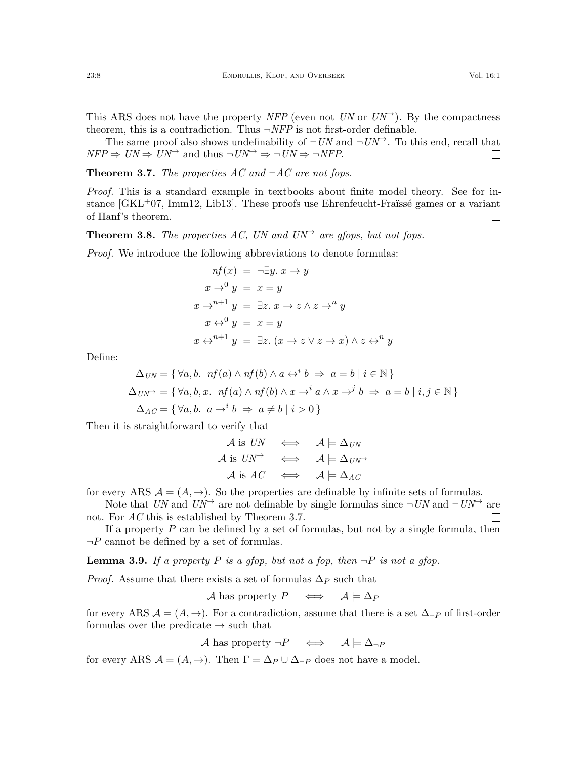This ARS does not have the property *NFP* (even not *UN* or $UN^{\rightarrow}$). By the compactness theorem, this is a contradiction. Thus $\neg NFP$ is not first-order definable.

The same proof also shows undefinability of $\neg UN$ and $\neg UN^{\rightarrow}$. To this end, recall that $NFP \Rightarrow UN \Rightarrow UN^{\rightarrow}$ and thus $\neg UN^{\rightarrow} \Rightarrow \neg UN \Rightarrow \neg NFP$. □

**Theorem 3.7.** *The properties AC and ¬AC are not fops.*

*Proof.* This is a standard example in textbooks about finite model theory. See for instance [GKL+07, Imm12, Lib13]. These proofs use Ehrenfeucht-Fraïssé games or a variant of Hanf's theorem. □

**Theorem 3.8.** *The properties AC, UN and* $UN^{\rightarrow}$ *are gfops, but not fops.*

*Proof.* We introduce the following abbreviations to denote formulas:

$$
\begin{aligned}
nf(x) &= \neg\exists y.\ x \to y \\
x \to^0 y &= x = y \\
x \to^{n+1} y &= \exists z.\ x \to z \wedge z \to^n y \\
x \leftrightarrow^0 y &= x = y \\
x \leftrightarrow^{n+1} y &= \exists z.\ (x \to z \vee z \to x) \wedge z \leftrightarrow^n y
\end{aligned}
$$

Define:

$$
\begin{aligned}
\Delta_{UN} &= \{\, \forall a, b.\ \ nf(a) \wedge nf(b) \wedge a \leftrightarrow^i b \ \Rightarrow\ a = b \mid i \in \mathbb{N} \,\} \\
\Delta_{UN^{\rightarrow}} &= \{\, \forall a, b, x.\ \ nf(a) \wedge nf(b) \wedge x \to^i a \wedge x \to^j b \ \Rightarrow\ a = b \mid i, j \in \mathbb{N} \,\} \\
\Delta_{AC} &= \{\, \forall a, b.\ \ a \to^i b \ \Rightarrow\ a \neq b \mid i > 0 \,\}
\end{aligned}
$$

Then it is straightforward to verify that

$$
\begin{aligned}
\mathcal{A} \text{ is } UN &\iff \mathcal{A} \models \Delta_{UN} \\
\mathcal{A} \text{ is } UN^{\rightarrow} &\iff \mathcal{A} \models \Delta_{UN^{\rightarrow}} \\
\mathcal{A} \text{ is } AC &\iff \mathcal{A} \models \Delta_{AC}
\end{aligned}
$$

for every ARS $\mathcal{A} = (A, \to)$. So the properties are definable by infinite sets of formulas.

Note that *UN* and $UN^{\rightarrow}$ are not definable by single formulas since $\neg UN$ and $\neg UN^{\rightarrow}$ are not. For *AC* this is established by Theorem 3.7. □

If a property $P$ can be defined by a set of formulas, but not by a single formula, then $\neg P$ cannot be defined by a set of formulas.

**Lemma 3.9.** *If a property P is a gfop, but not a fop, then ¬P is not a gfop.*

*Proof.* Assume that there exists a set of formulas $\Delta_P$ such that

$$\mathcal{A} \text{ has property } P \iff \mathcal{A} \models \Delta_P$$

for every ARS $\mathcal{A} = (A, \to)$. For a contradiction, assume that there is a set $\Delta_{\neg P}$ of first-order formulas over the predicate $\to$ such that

$$\mathcal{A} \text{ has property } \neg P \iff \mathcal{A} \models \Delta_{\neg P}$$

for every ARS $\mathcal{A} = (A, \to)$. Then $\Gamma = \Delta_P \cup \Delta_{\neg P}$ does not have a model.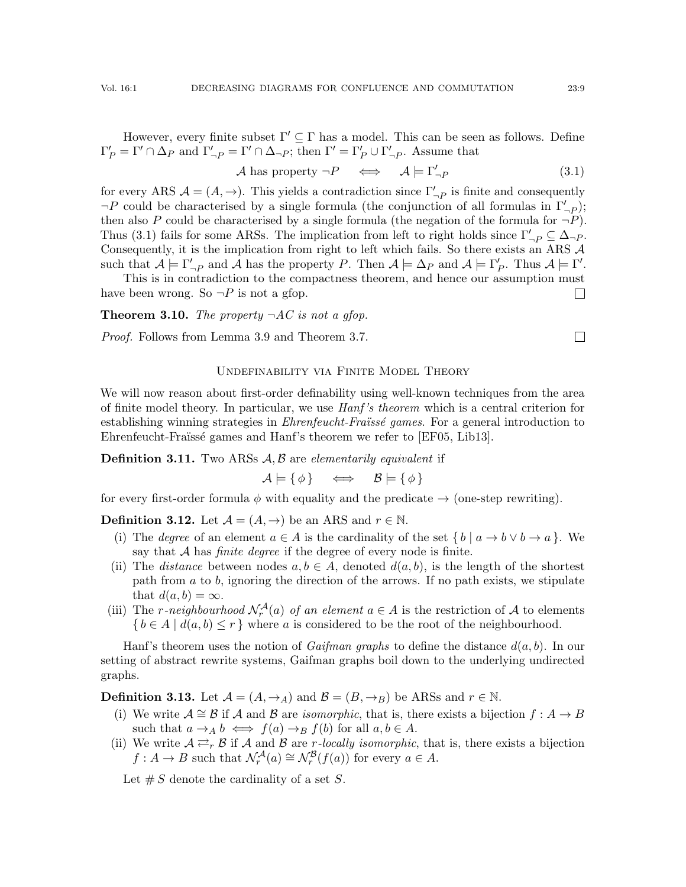However, every finite subset $\Gamma' \subseteq \Gamma$ has a model. This can be seen as follows. Define $\Gamma'_P = \Gamma' \cap \Delta_P$ and $\Gamma'_{\neg P} = \Gamma' \cap \Delta_{\neg P}$; then $\Gamma' = \Gamma'_P \cup \Gamma'_{\neg P}$. Assume that

$$\mathcal{A} \text{ has property } \neg P \quad \Longleftrightarrow \quad \mathcal{A} \models \Gamma'_{\neg P} \tag{3.1}$$

for every ARS $\mathcal{A} = (A, \to)$. This yields a contradiction since $\Gamma'_{\neg P}$ is finite and consequently $\neg P$ could be characterised by a single formula (the conjunction of all formulas in $\Gamma'_{\neg P}$); then also $P$ could be characterised by a single formula (the negation of the formula for $\neg P$). Thus (3.1) fails for some ARSs. The implication from left to right holds since $\Gamma'_{\neg P} \subseteq \Delta_{\neg P}$. Consequently, it is the implication from right to left which fails. So there exists an ARS $\mathcal{A}$ such that $\mathcal{A} \models \Gamma'_{\neg P}$ and $\mathcal{A}$ has the property $P$. Then $\mathcal{A} \models \Delta_P$ and $\mathcal{A} \models \Gamma'_P$. Thus $\mathcal{A} \models \Gamma'$.

This is in contradiction to the compactness theorem, and hence our assumption must have been wrong. So $\neg P$ is not a gfop. □

**Theorem 3.10.** *The property $\neg AC$ is not a gfop.*

*Proof.* Follows from Lemma 3.9 and Theorem 3.7. □

## Undefinability via Finite Model Theory

We will now reason about first-order definability using well-known techniques from the area of finite model theory. In particular, we use *Hanf's theorem* which is a central criterion for establishing winning strategies in *Ehrenfeucht-Fraïssé games*. For a general introduction to Ehrenfeucht-Fraïssé games and Hanf's theorem we refer to [EF05, Lib13].

**Definition 3.11.** Two ARSs $\mathcal{A}, \mathcal{B}$ are *elementarily equivalent* if

$$\mathcal{A} \models \{\, \phi \,\} \quad \Longleftrightarrow \quad \mathcal{B} \models \{\, \phi \,\}$$

for every first-order formula $\phi$ with equality and the predicate $\to$ (one-step rewriting).

**Definition 3.12.** Let $\mathcal{A} = (A, \to)$ be an ARS and $r \in \mathbb{N}$.

- (i) The *degree* of an element $a \in A$ is the cardinality of the set $\{\, b \mid a \to b \vee b \to a \,\}$. We say that $\mathcal{A}$ has *finite degree* if the degree of every node is finite.
- (ii) The *distance* between nodes $a, b \in A$, denoted $d(a, b)$, is the length of the shortest path from $a$ to $b$, ignoring the direction of the arrows. If no path exists, we stipulate that $d(a, b) = \infty$.
- (iii) The *$r$-neighbourhood $\mathcal{N}_r^{\mathcal{A}}(a)$ of an element* $a \in A$ is the restriction of $\mathcal{A}$ to elements $\{\, b \in A \mid d(a, b) \leq r \,\}$ where $a$ is considered to be the root of the neighbourhood.

Hanf's theorem uses the notion of *Gaifman graphs* to define the distance $d(a, b)$. In our setting of abstract rewrite systems, Gaifman graphs boil down to the underlying undirected graphs.

**Definition 3.13.** Let $\mathcal{A} = (A, \to_A)$ and $\mathcal{B} = (B, \to_B)$ be ARSs and $r \in \mathbb{N}$.

- (i) We write $\mathcal{A} \cong \mathcal{B}$ if $\mathcal{A}$ and $\mathcal{B}$ are *isomorphic*, that is, there exists a bijection $f : A \to B$ such that $a \to_A b \iff f(a) \to_B f(b)$ for all $a, b \in A$.
- (ii) We write $\mathcal{A} \rightleftarrows_r \mathcal{B}$ if $\mathcal{A}$ and $\mathcal{B}$ are *$r$-locally isomorphic*, that is, there exists a bijection $f : A \to B$ such that $\mathcal{N}_r^{\mathcal{A}}(a) \cong \mathcal{N}_r^{\mathcal{B}}(f(a))$ for every $a \in A$.

Let $\#\, S$ denote the cardinality of a set $S$.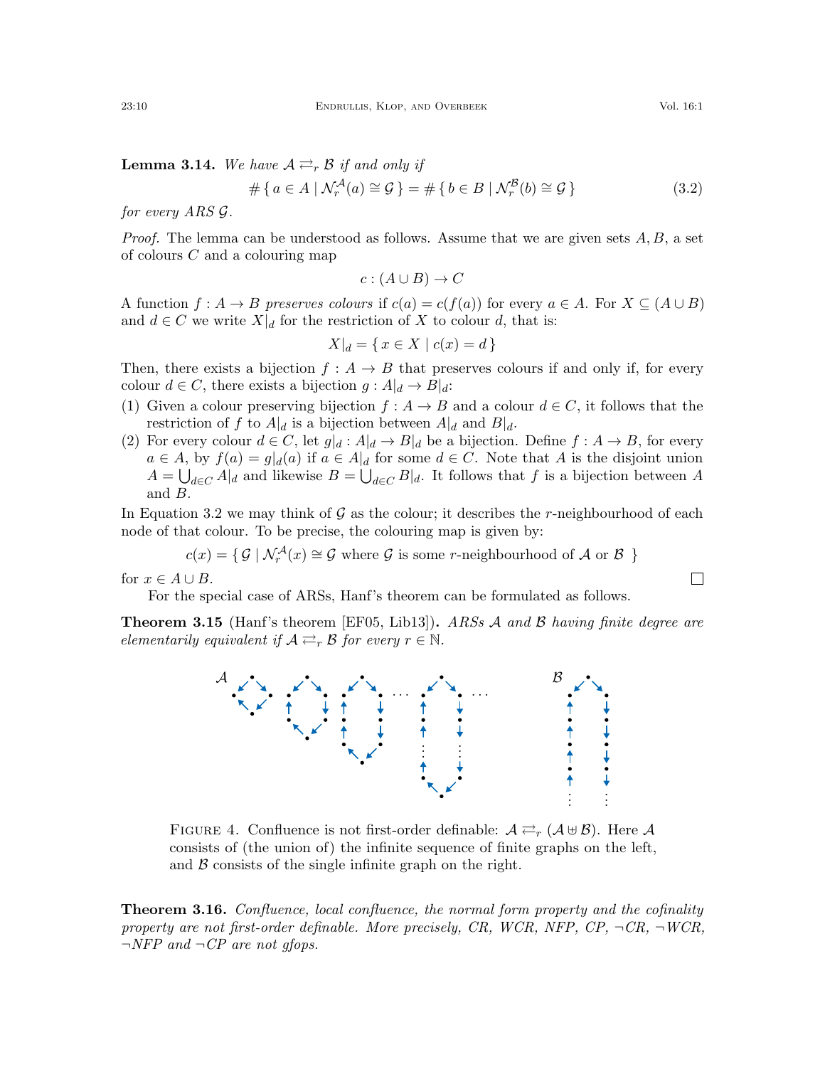**Lemma 3.14.** *We have $\mathcal{A} \rightleftarrows_r \mathcal{B}$ if and only if*

$$\#\{\, a \in A \mid \mathcal{N}_r^{\mathcal{A}}(a) \cong \mathcal{G} \,\} = \#\{\, b \in B \mid \mathcal{N}_r^{\mathcal{B}}(b) \cong \mathcal{G} \,\} \tag{3.2}$$

*for every ARS $\mathcal{G}$.*

*Proof.* The lemma can be understood as follows. Assume that we are given sets $A, B$, a set of colours $C$ and a colouring map

$$c : (A \cup B) \to C$$

A function $f : A \to B$ *preserves colours* if $c(a) = c(f(a))$ for every $a \in A$. For $X \subseteq (A \cup B)$ and $d \in C$ we write $X|_d$ for the restriction of $X$ to colour $d$, that is:

$$X|_d = \{\, x \in X \mid c(x) = d \,\}$$

Then, there exists a bijection $f : A \to B$ that preserves colours if and only if, for every colour $d \in C$, there exists a bijection $g : A|_d \to B|_d$:

(1) Given a colour preserving bijection $f : A \to B$ and a colour $d \in C$, it follows that the restriction of $f$ to $A|_d$ is a bijection between $A|_d$ and $B|_d$.
(2) For every colour $d \in C$, let $g|_d : A|_d \to B|_d$ be a bijection. Define $f : A \to B$, for every $a \in A$, by $f(a) = g|_d(a)$ if $a \in A|_d$ for some $d \in C$. Note that $A$ is the disjoint union $A = \bigcup_{d \in C} A|_d$ and likewise $B = \bigcup_{d \in C} B|_d$. It follows that $f$ is a bijection between $A$ and $B$.

In Equation 3.2 we may think of $\mathcal{G}$ as the colour; it describes the $r$-neighbourhood of each node of that colour. To be precise, the colouring map is given by:

$$c(x) = \{\, \mathcal{G} \mid \mathcal{N}_r^{\mathcal{A}}(x) \cong \mathcal{G} \text{ where } \mathcal{G} \text{ is some } r\text{-neighbourhood of } \mathcal{A} \text{ or } \mathcal{B} \,\}$$

for $x \in A \cup B$. □

For the special case of ARSs, Hanf's theorem can be formulated as follows.

**Theorem 3.15** (Hanf's theorem [EF05, Lib13])**.** *ARSs $\mathcal{A}$ and $\mathcal{B}$ having finite degree are elementarily equivalent if $\mathcal{A} \rightleftarrows_r \mathcal{B}$ for every $r \in \mathbb{N}$.*

FIGURE 4. Confluence is not first-order definable: $\mathcal{A} \rightleftarrows_r (\mathcal{A} \uplus \mathcal{B})$. Here $\mathcal{A}$ consists of (the union of) the infinite sequence of finite graphs on the left, and $\mathcal{B}$ consists of the single infinite graph on the right.

**Theorem 3.16.** *Confluence, local confluence, the normal form property and the cofinality property are not first-order definable. More precisely, CR, WCR, NFP, CP, ¬CR, ¬WCR, ¬NFP and ¬CP are not gfops.*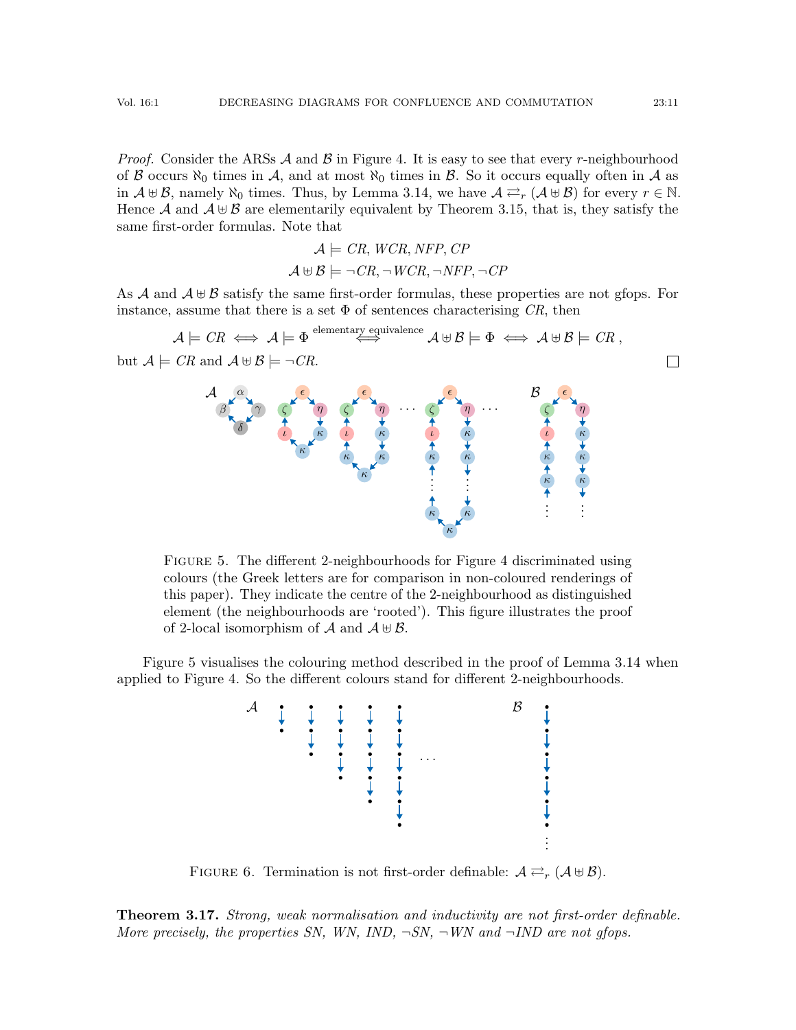*Proof.* Consider the ARSs $\mathcal{A}$ and $\mathcal{B}$ in Figure 4. It is easy to see that every $r$-neighbourhood of $\mathcal{B}$ occurs $\aleph_0$ times in $\mathcal{A}$, and at most $\aleph_0$ times in $\mathcal{B}$. So it occurs equally often in $\mathcal{A}$ as in $\mathcal{A} \uplus \mathcal{B}$, namely $\aleph_0$ times. Thus, by Lemma 3.14, we have $\mathcal{A} \rightleftarrows_r (\mathcal{A} \uplus \mathcal{B})$ for every $r \in \mathbb{N}$. Hence $\mathcal{A}$ and $\mathcal{A} \uplus \mathcal{B}$ are elementarily equivalent by Theorem 3.15, that is, they satisfy the same first-order formulas. Note that

$$\mathcal{A} \models \mathit{CR}, \mathit{WCR}, \mathit{NFP}, \mathit{CP}$$
$$\mathcal{A} \uplus \mathcal{B} \models \neg\mathit{CR}, \neg\mathit{WCR}, \neg\mathit{NFP}, \neg\mathit{CP}$$

As $\mathcal{A}$ and $\mathcal{A} \uplus \mathcal{B}$ satisfy the same first-order formulas, these properties are not gfops. For instance, assume that there is a set $\Phi$ of sentences characterising $\mathit{CR}$, then

$$\mathcal{A} \models \mathit{CR} \iff \mathcal{A} \models \Phi \overset{\text{elementary equivalence}}{\iff} \mathcal{A} \uplus \mathcal{B} \models \Phi \iff \mathcal{A} \uplus \mathcal{B} \models \mathit{CR}\,,$$

but $\mathcal{A} \models \mathit{CR}$ and $\mathcal{A} \uplus \mathcal{B} \models \neg\mathit{CR}$. □

Figure 5. The different 2-neighbourhoods for Figure 4 discriminated using colours (the Greek letters are for comparison in non-coloured renderings of this paper). They indicate the centre of the 2-neighbourhood as distinguished element (the neighbourhoods are 'rooted'). This figure illustrates the proof of 2-local isomorphism of $\mathcal{A}$ and $\mathcal{A} \uplus \mathcal{B}$.

Figure 5 visualises the colouring method described in the proof of Lemma 3.14 when applied to Figure 4. So the different colours stand for different 2-neighbourhoods.

Figure 6. Termination is not first-order definable: $\mathcal{A} \rightleftarrows_r (\mathcal{A} \uplus \mathcal{B})$.

**Theorem 3.17.** *Strong, weak normalisation and inductivity are not first-order definable. More precisely, the properties SN, WN, IND, ¬SN, ¬WN and ¬IND are not gfops.*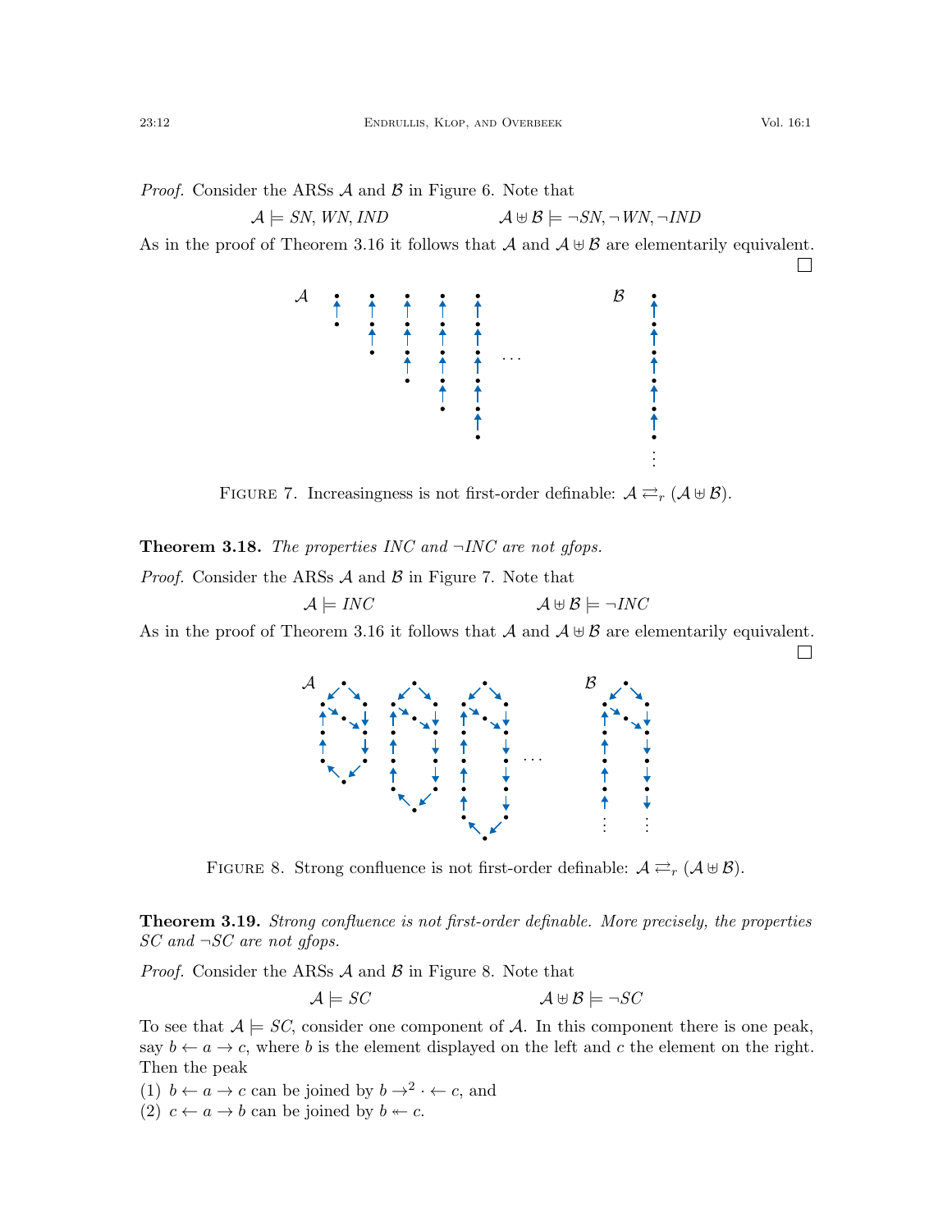*Proof.* Consider the ARSs $\mathcal{A}$ and $\mathcal{B}$ in Figure 6. Note that

$$\mathcal{A} \models SN, WN, IND \qquad\qquad \mathcal{A} \uplus \mathcal{B} \models \neg SN, \neg WN, \neg IND$$

As in the proof of Theorem 3.16 it follows that $\mathcal{A}$ and $\mathcal{A} \uplus \mathcal{B}$ are elementarily equivalent. □

FIGURE 7. Increasingness is not first-order definable: $\mathcal{A} \rightleftarrows_r (\mathcal{A} \uplus \mathcal{B})$.

**Theorem 3.18.** *The properties INC and ¬INC are not gfops.*

*Proof.* Consider the ARSs $\mathcal{A}$ and $\mathcal{B}$ in Figure 7. Note that

$$\mathcal{A} \models INC \qquad\qquad \mathcal{A} \uplus \mathcal{B} \models \neg INC$$

As in the proof of Theorem 3.16 it follows that $\mathcal{A}$ and $\mathcal{A} \uplus \mathcal{B}$ are elementarily equivalent. □

FIGURE 8. Strong confluence is not first-order definable: $\mathcal{A} \rightleftarrows_r (\mathcal{A} \uplus \mathcal{B})$.

**Theorem 3.19.** *Strong confluence is not first-order definable. More precisely, the properties SC and ¬SC are not gfops.*

*Proof.* Consider the ARSs $\mathcal{A}$ and $\mathcal{B}$ in Figure 8. Note that

$$\mathcal{A} \models SC \qquad\qquad \mathcal{A} \uplus \mathcal{B} \models \neg SC$$

To see that $\mathcal{A} \models SC$, consider one component of $\mathcal{A}$. In this component there is one peak, say $b \leftarrow a \rightarrow c$, where $b$ is the element displayed on the left and $c$ the element on the right. Then the peak

(1) $b \leftarrow a \rightarrow c$ can be joined by $b \rightarrow^2 \cdot \leftarrow c$, and
(2) $c \leftarrow a \rightarrow b$ can be joined by $b \twoheadleftarrow c$.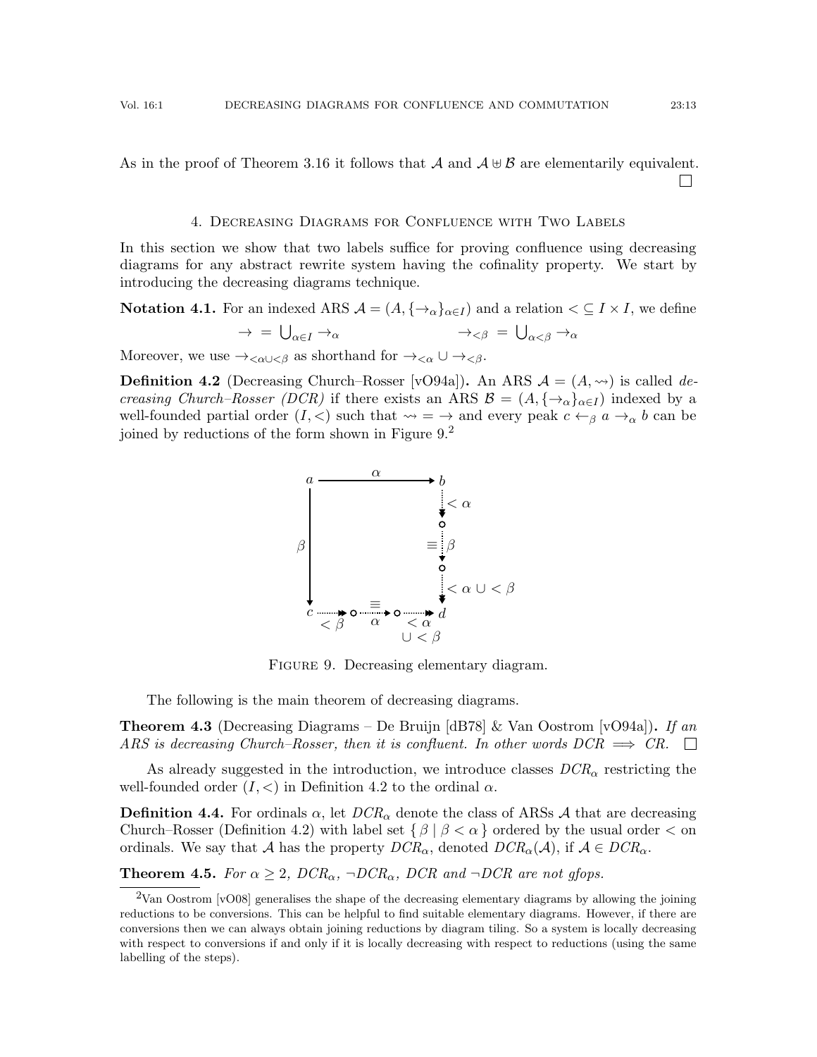As in the proof of Theorem 3.16 it follows that $\mathcal{A}$ and $\mathcal{A} \uplus \mathcal{B}$ are elementarily equivalent. □

## 4. Decreasing Diagrams for Confluence with Two Labels

In this section we show that two labels suffice for proving confluence using decreasing diagrams for any abstract rewrite system having the cofinality property. We start by introducing the decreasing diagrams technique.

**Notation 4.1.** For an indexed ARS $\mathcal{A} = (A, \{\to_\alpha\}_{\alpha \in I})$ and a relation $< \subseteq I \times I$, we define

$$\to \; = \; \bigcup_{\alpha \in I} \to_\alpha \qquad\qquad \to_{<\beta} \; = \; \bigcup_{\alpha < \beta} \to_\alpha$$

Moreover, we use $\to_{<\alpha \cup <\beta}$ as shorthand for $\to_{<\alpha} \cup \to_{<\beta}$.

**Definition 4.2** (Decreasing Church–Rosser [vO94a])**.** An ARS $\mathcal{A} = (A, \leadsto)$ is called *decreasing Church–Rosser (DCR)* if there exists an ARS $\mathcal{B} = (A, \{\to_\alpha\}_{\alpha \in I})$ indexed by a well-founded partial order $(I, <)$ such that $\leadsto \; = \; \to$ and every peak $c \leftarrow_\beta a \to_\alpha b$ can be joined by reductions of the form shown in Figure 9.[2]

Figure 9. Decreasing elementary diagram.

The following is the main theorem of decreasing diagrams.

**Theorem 4.3** (Decreasing Diagrams – De Bruijn [dB78] & Van Oostrom [vO94a])**.** *If an ARS is decreasing Church–Rosser, then it is confluent. In other words DCR $\implies$ CR.* □

As already suggested in the introduction, we introduce classes $DCR_\alpha$ restricting the well-founded order $(I, <)$ in Definition 4.2 to the ordinal $\alpha$.

**Definition 4.4.** For ordinals $\alpha$, let $DCR_\alpha$ denote the class of ARSs $\mathcal{A}$ that are decreasing Church–Rosser (Definition 4.2) with label set $\{ \beta \mid \beta < \alpha \}$ ordered by the usual order $<$ on ordinals. We say that $\mathcal{A}$ has the property $DCR_\alpha$, denoted $DCR_\alpha(\mathcal{A})$, if $\mathcal{A} \in DCR_\alpha$.

**Theorem 4.5.** *For $\alpha \geq 2$, $DCR_\alpha$, $\neg DCR_\alpha$, $DCR$ and $\neg DCR$ are not gfops.*

[2] Van Oostrom [vO08] generalises the shape of the decreasing elementary diagrams by allowing the joining reductions to be conversions. This can be helpful to find suitable elementary diagrams. However, if there are conversions then we can always obtain joining reductions by diagram tiling. So a system is locally decreasing with respect to conversions if and only if it is locally decreasing with respect to reductions (using the same labelling of the steps).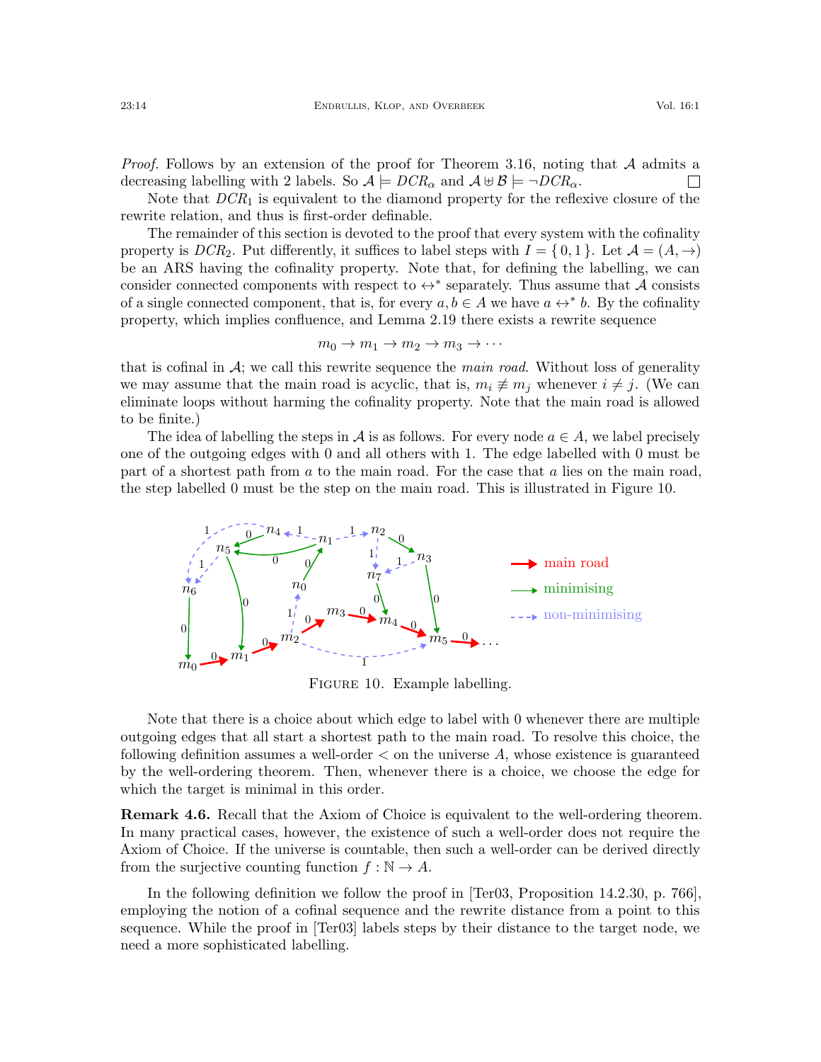*Proof.* Follows by an extension of the proof for Theorem 3.16, noting that $\mathcal{A}$ admits a decreasing labelling with 2 labels. So $\mathcal{A} \models DCR_\alpha$ and $\mathcal{A} \uplus \mathcal{B} \models \neg DCR_\alpha$. □

Note that $DCR_1$ is equivalent to the diamond property for the reflexive closure of the rewrite relation, and thus is first-order definable.

The remainder of this section is devoted to the proof that every system with the cofinality property is $DCR_2$. Put differently, it suffices to label steps with $I = \{0, 1\}$. Let $\mathcal{A} = (A, \to)$ be an ARS having the cofinality property. Note that, for defining the labelling, we can consider connected components with respect to $\leftrightarrow^*$ separately. Thus assume that $\mathcal{A}$ consists of a single connected component, that is, for every $a, b \in A$ we have $a \leftrightarrow^* b$. By the cofinality property, which implies confluence, and Lemma 2.19 there exists a rewrite sequence

$$m_0 \to m_1 \to m_2 \to m_3 \to \cdots$$

that is cofinal in $\mathcal{A}$; we call this rewrite sequence the *main road*. Without loss of generality we may assume that the main road is acyclic, that is, $m_i \not\equiv m_j$ whenever $i \neq j$. (We can eliminate loops without harming the cofinality property. Note that the main road is allowed to be finite.)

The idea of labelling the steps in $\mathcal{A}$ is as follows. For every node $a \in A$, we label precisely one of the outgoing edges with 0 and all others with 1. The edge labelled with 0 must be part of a shortest path from $a$ to the main road. For the case that $a$ lies on the main road, the step labelled 0 must be the step on the main road. This is illustrated in Figure 10.

Figure 10. Example labelling.

Note that there is a choice about which edge to label with 0 whenever there are multiple outgoing edges that all start a shortest path to the main road. To resolve this choice, the following definition assumes a well-order $<$ on the universe $A$, whose existence is guaranteed by the well-ordering theorem. Then, whenever there is a choice, we choose the edge for which the target is minimal in this order.

**Remark 4.6.** Recall that the Axiom of Choice is equivalent to the well-ordering theorem. In many practical cases, however, the existence of such a well-order does not require the Axiom of Choice. If the universe is countable, then such a well-order can be derived directly from the surjective counting function $f : \mathbb{N} \to A$.

In the following definition we follow the proof in [Ter03, Proposition 14.2.30, p. 766], employing the notion of a cofinal sequence and the rewrite distance from a point to this sequence. While the proof in [Ter03] labels steps by their distance to the target node, we need a more sophisticated labelling.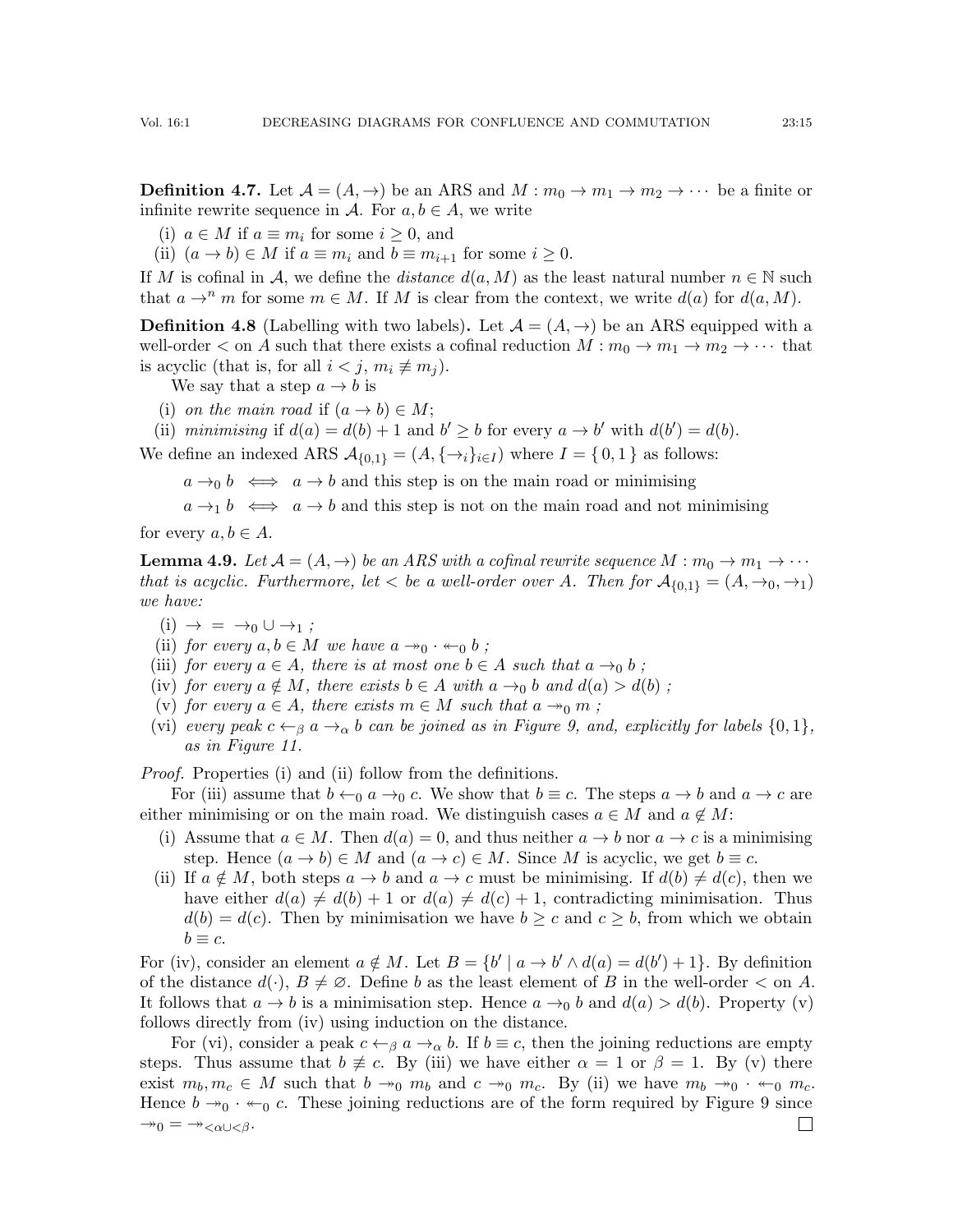**Definition 4.7.** Let $\mathcal{A} = (A, \to)$ be an ARS and $M : m_0 \to m_1 \to m_2 \to \cdots$ be a finite or infinite rewrite sequence in $\mathcal{A}$. For $a, b \in A$, we write

(i) $a \in M$ if $a \equiv m_i$ for some $i \geq 0$, and
(ii) $(a \to b) \in M$ if $a \equiv m_i$ and $b \equiv m_{i+1}$ for some $i \geq 0$.

If $M$ is cofinal in $\mathcal{A}$, we define the *distance* $d(a, M)$ as the least natural number $n \in \mathbb{N}$ such that $a \to^n m$ for some $m \in M$. If $M$ is clear from the context, we write $d(a)$ for $d(a, M)$.

**Definition 4.8** (Labelling with two labels)**.** Let $\mathcal{A} = (A, \to)$ be an ARS equipped with a well-order $<$ on $A$ such that there exists a cofinal reduction $M : m_0 \to m_1 \to m_2 \to \cdots$ that is acyclic (that is, for all $i < j$, $m_i \not\equiv m_j$).

We say that a step $a \to b$ is

(i) *on the main road* if $(a \to b) \in M$;
(ii) *minimising* if $d(a) = d(b) + 1$ and $b' \geq b$ for every $a \to b'$ with $d(b') = d(b)$.

We define an indexed ARS $\mathcal{A}_{\{0,1\}} = (A, \{\to_i\}_{i \in I})$ where $I = \{\,0, 1\,\}$ as follows:

$a \to_0 b \iff a \to b$ and this step is on the main road or minimising

$a \to_1 b \iff a \to b$ and this step is not on the main road and not minimising

for every $a, b \in A$.

**Lemma 4.9.** *Let $\mathcal{A} = (A, \to)$ be an ARS with a cofinal rewrite sequence $M : m_0 \to m_1 \to \cdots$ that is acyclic. Furthermore, let $<$ be a well-order over $A$. Then for $\mathcal{A}_{\{0,1\}} = (A, \to_0, \to_1)$ we have:*

(i) $\to \;=\; \to_0 \cup \to_1$ *;*
(ii) *for every $a, b \in M$ we have $a \twoheadrightarrow_0 \cdot \twoheadleftarrow_0 b$ ;*
(iii) *for every $a \in A$, there is at most one $b \in A$ such that $a \to_0 b$ ;*
(iv) *for every $a \notin M$, there exists $b \in A$ with $a \to_0 b$ and $d(a) > d(b)$ ;*
(v) *for every $a \in A$, there exists $m \in M$ such that $a \twoheadrightarrow_0 m$ ;*
(vi) *every peak $c \leftarrow_\beta a \to_\alpha b$ can be joined as in Figure 9, and, explicitly for labels $\{0, 1\}$, as in Figure 11.*

*Proof.* Properties (i) and (ii) follow from the definitions.

For (iii) assume that $b \leftarrow_0 a \to_0 c$. We show that $b \equiv c$. The steps $a \to b$ and $a \to c$ are either minimising or on the main road. We distinguish cases $a \in M$ and $a \notin M$:

(i) Assume that $a \in M$. Then $d(a) = 0$, and thus neither $a \to b$ nor $a \to c$ is a minimising step. Hence $(a \to b) \in M$ and $(a \to c) \in M$. Since $M$ is acyclic, we get $b \equiv c$.
(ii) If $a \notin M$, both steps $a \to b$ and $a \to c$ must be minimising. If $d(b) \neq d(c)$, then we have either $d(a) \neq d(b) + 1$ or $d(a) \neq d(c) + 1$, contradicting minimisation. Thus $d(b) = d(c)$. Then by minimisation we have $b \geq c$ and $c \geq b$, from which we obtain $b \equiv c$.

For (iv), consider an element $a \notin M$. Let $B = \{b' \mid a \to b' \wedge d(a) = d(b') + 1\}$. By definition of the distance $d(\cdot)$, $B \neq \varnothing$. Define $b$ as the least element of $B$ in the well-order $<$ on $A$. It follows that $a \to b$ is a minimisation step. Hence $a \to_0 b$ and $d(a) > d(b)$. Property (v) follows directly from (iv) using induction on the distance.

For (vi), consider a peak $c \leftarrow_\beta a \to_\alpha b$. If $b \equiv c$, then the joining reductions are empty steps. Thus assume that $b \not\equiv c$. By (iii) we have either $\alpha = 1$ or $\beta = 1$. By (v) there exist $m_b, m_c \in M$ such that $b \twoheadrightarrow_0 m_b$ and $c \twoheadrightarrow_0 m_c$. By (ii) we have $m_b \twoheadrightarrow_0 \cdot \twoheadleftarrow_0 m_c$. Hence $b \twoheadrightarrow_0 \cdot \twoheadleftarrow_0 c$. These joining reductions are of the form required by Figure 9 since $\twoheadrightarrow_0 = \twoheadrightarrow_{<\alpha \cup <\beta}$. $\square$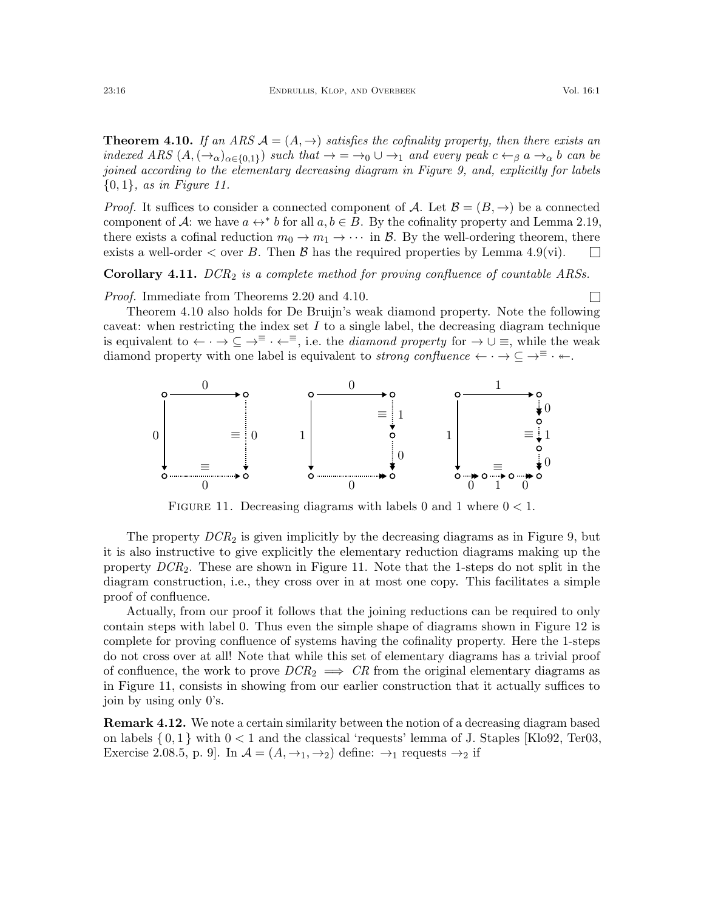**Theorem 4.10.** *If an ARS $\mathcal{A} = (A, \to)$ satisfies the cofinality property, then there exists an indexed ARS $(A, (\to_\alpha)_{\alpha \in \{0,1\}})$ such that $\to = \to_0 \cup \to_1$ and every peak $c \leftarrow_\beta a \to_\alpha b$ can be joined according to the elementary decreasing diagram in Figure 9, and, explicitly for labels $\{0, 1\}$, as in Figure 11.*

*Proof.* It suffices to consider a connected component of $\mathcal{A}$. Let $\mathcal{B} = (B, \to)$ be a connected component of $\mathcal{A}$: we have $a \leftrightarrow^* b$ for all $a, b \in B$. By the cofinality property and Lemma 2.19, there exists a cofinal reduction $m_0 \to m_1 \to \cdots$ in $\mathcal{B}$. By the well-ordering theorem, there exists a well-order $<$ over $B$. Then $\mathcal{B}$ has the required properties by Lemma 4.9(vi). □

**Corollary 4.11.** *$DCR_2$ is a complete method for proving confluence of countable ARSs.*

*Proof.* Immediate from Theorems 2.20 and 4.10. □

Theorem 4.10 also holds for De Bruijn's weak diamond property. Note the following caveat: when restricting the index set $I$ to a single label, the decreasing diagram technique is equivalent to $\leftarrow \cdot \to \subseteq \to^{\equiv} \cdot \leftarrow^{\equiv}$, i.e. the *diamond property* for $\to \cup \equiv$, while the weak diamond property with one label is equivalent to *strong confluence* $\leftarrow \cdot \to \subseteq \to^{\equiv} \cdot \twoheadleftarrow$.

FIGURE 11. Decreasing diagrams with labels 0 and 1 where $0 < 1$.

The property $DCR_2$ is given implicitly by the decreasing diagrams as in Figure 9, but it is also instructive to give explicitly the elementary reduction diagrams making up the property $DCR_2$. These are shown in Figure 11. Note that the 1-steps do not split in the diagram construction, i.e., they cross over in at most one copy. This facilitates a simple proof of confluence.

Actually, from our proof it follows that the joining reductions can be required to only contain steps with label 0. Thus even the simple shape of diagrams shown in Figure 12 is complete for proving confluence of systems having the cofinality property. Here the 1-steps do not cross over at all! Note that while this set of elementary diagrams has a trivial proof of confluence, the work to prove $DCR_2 \implies CR$ from the original elementary diagrams as in Figure 11, consists in showing from our earlier construction that it actually suffices to join by using only 0's.

**Remark 4.12.** We note a certain similarity between the notion of a decreasing diagram based on labels $\{0, 1\}$ with $0 < 1$ and the classical 'requests' lemma of J. Staples [Klo92, Ter03, Exercise 2.08.5, p. 9]. In $\mathcal{A} = (A, \to_1, \to_2)$ define: $\to_1$ requests $\to_2$ if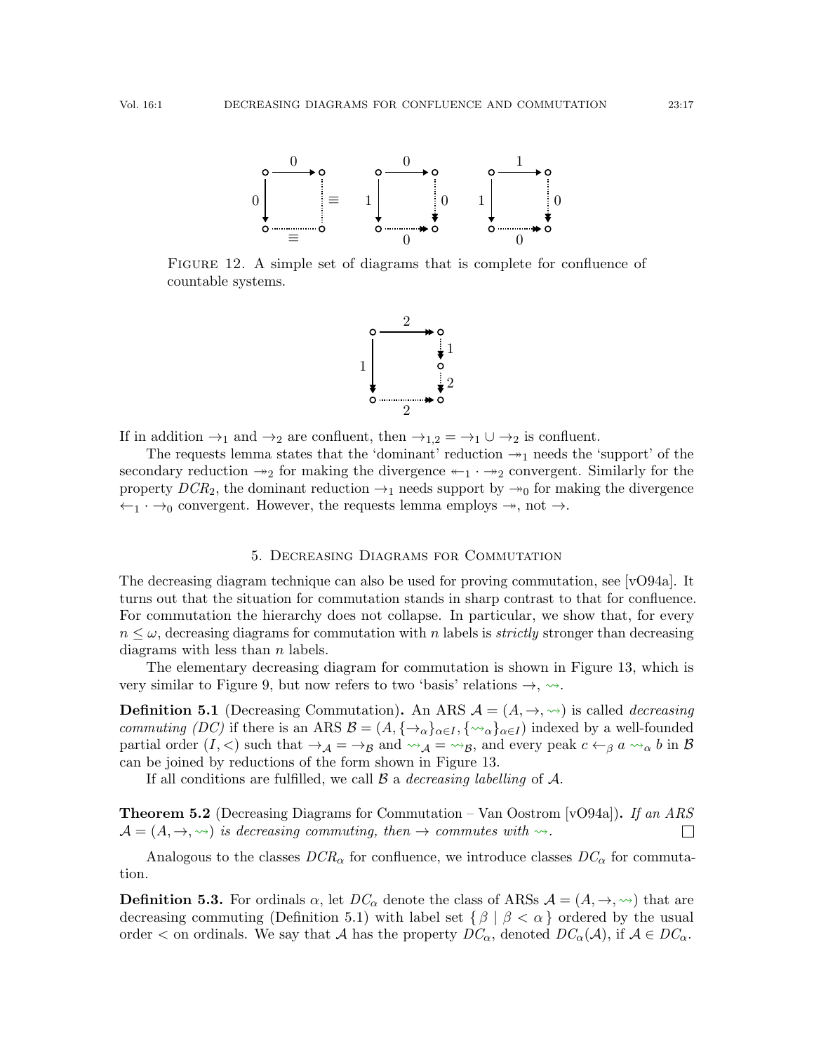FIGURE 12. A simple set of diagrams that is complete for confluence of countable systems.

If in addition $\to_1$ and $\to_2$ are confluent, then $\to_{1,2} = \to_1 \cup \to_2$ is confluent.

The requests lemma states that the 'dominant' reduction $\twoheadrightarrow_1$ needs the 'support' of the secondary reduction $\twoheadrightarrow_2$ for making the divergence $\twoheadleftarrow_1 \cdot \twoheadrightarrow_2$ convergent. Similarly for the property $DCR_2$, the dominant reduction $\to_1$ needs support by $\twoheadrightarrow_0$ for making the divergence $\leftarrow_1 \cdot \to_0$ convergent. However, the requests lemma employs $\twoheadrightarrow$, not $\to$.

## 5. Decreasing Diagrams for Commutation

The decreasing diagram technique can also be used for proving commutation, see [vO94a]. It turns out that the situation for commutation stands in sharp contrast to that for confluence. For commutation the hierarchy does not collapse. In particular, we show that, for every $n \leq \omega$, decreasing diagrams for commutation with $n$ labels is *strictly* stronger than decreasing diagrams with less than $n$ labels.

The elementary decreasing diagram for commutation is shown in Figure 13, which is very similar to Figure 9, but now refers to two 'basis' relations $\to$, $\rightsquigarrow$.

**Definition 5.1** (Decreasing Commutation)**.** An ARS $\mathcal{A} = (A, \to, \rightsquigarrow)$ is called *decreasing commuting (DC)* if there is an ARS $\mathcal{B} = (A, \{\to_\alpha\}_{\alpha \in I}, \{\rightsquigarrow_\alpha\}_{\alpha \in I})$ indexed by a well-founded partial order $(I, <)$ such that $\to_\mathcal{A} = \to_\mathcal{B}$ and $\rightsquigarrow_\mathcal{A} = \rightsquigarrow_\mathcal{B}$, and every peak $c \leftarrow_\beta a \rightsquigarrow_\alpha b$ in $\mathcal{B}$ can be joined by reductions of the form shown in Figure 13.

If all conditions are fulfilled, we call $\mathcal{B}$ a *decreasing labelling* of $\mathcal{A}$.

**Theorem 5.2** (Decreasing Diagrams for Commutation – Van Oostrom [vO94a])**.** *If an ARS $\mathcal{A} = (A, \to, \rightsquigarrow)$ is decreasing commuting, then $\to$ commutes with $\rightsquigarrow$.* □

Analogous to the classes $DCR_\alpha$ for confluence, we introduce classes $DC_\alpha$ for commutation.

**Definition 5.3.** For ordinals $\alpha$, let $DC_\alpha$ denote the class of ARSs $\mathcal{A} = (A, \to, \rightsquigarrow)$ that are decreasing commuting (Definition 5.1) with label set $\{ \beta \mid \beta < \alpha \}$ ordered by the usual order $<$ on ordinals. We say that $\mathcal{A}$ has the property $DC_\alpha$, denoted $DC_\alpha(\mathcal{A})$, if $\mathcal{A} \in DC_\alpha$.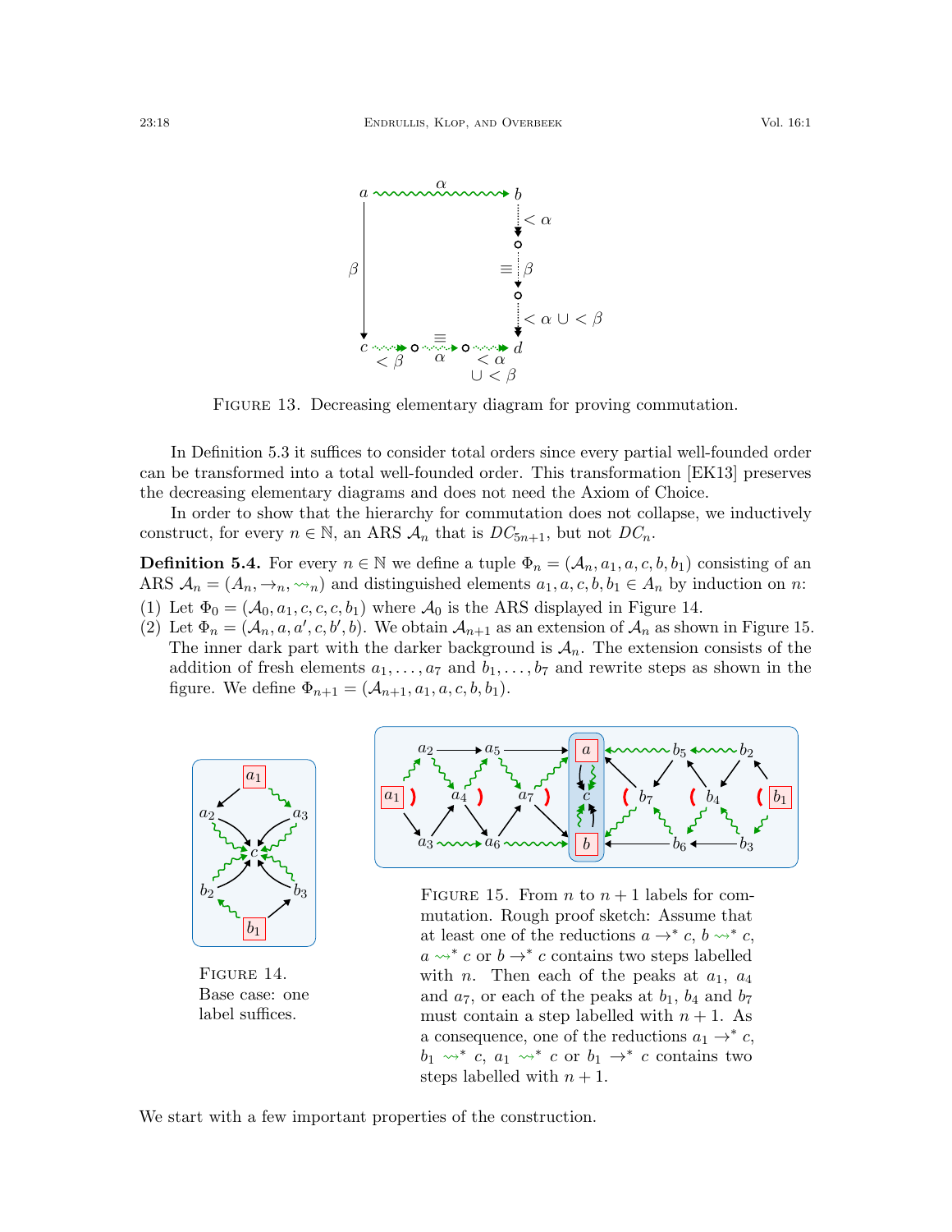FIGURE 13. Decreasing elementary diagram for proving commutation.

In Definition 5.3 it suffices to consider total orders since every partial well-founded order can be transformed into a total well-founded order. This transformation [EK13] preserves the decreasing elementary diagrams and does not need the Axiom of Choice.

In order to show that the hierarchy for commutation does not collapse, we inductively construct, for every $n \in \mathbb{N}$, an ARS $\mathcal{A}_n$ that is $DC_{5n+1}$, but not $DC_n$.

**Definition 5.4.** For every $n \in \mathbb{N}$ we define a tuple $\Phi_n = (\mathcal{A}_n, a_1, a, c, b, b_1)$ consisting of an ARS $\mathcal{A}_n = (A_n, \to_n, \rightsquigarrow_n)$ and distinguished elements $a_1, a, c, b, b_1 \in A_n$ by induction on $n$:

(1) Let $\Phi_0 = (\mathcal{A}_0, a_1, c, c, c, b_1)$ where $\mathcal{A}_0$ is the ARS displayed in Figure 14.
(2) Let $\Phi_n = (\mathcal{A}_n, a, a', c, b', b)$. We obtain $\mathcal{A}_{n+1}$ as an extension of $\mathcal{A}_n$ as shown in Figure 15. The inner dark part with the darker background is $\mathcal{A}_n$. The extension consists of the addition of fresh elements $a_1, \ldots, a_7$ and $b_1, \ldots, b_7$ and rewrite steps as shown in the figure. We define $\Phi_{n+1} = (\mathcal{A}_{n+1}, a_1, a, c, b, b_1)$.

FIGURE 14. Base case: one label suffices.

FIGURE 15. From $n$ to $n+1$ labels for commutation. Rough proof sketch: Assume that at least one of the reductions $a \to^* c$, $b \rightsquigarrow^* c$, $a \rightsquigarrow^* c$ or $b \to^* c$ contains two steps labelled with $n$. Then each of the peaks at $a_1$, $a_4$ and $a_7$, or each of the peaks at $b_1$, $b_4$ and $b_7$ must contain a step labelled with $n+1$. As a consequence, one of the reductions $a_1 \to^* c$, $b_1 \rightsquigarrow^* c$, $a_1 \rightsquigarrow^* c$ or $b_1 \to^* c$ contains two steps labelled with $n+1$.

We start with a few important properties of the construction.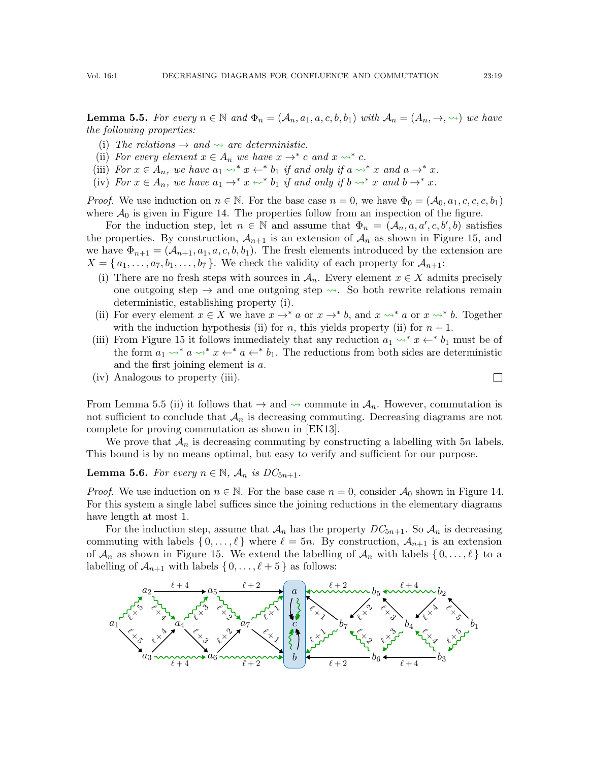**Lemma 5.5.** *For every $n \in \mathbb{N}$ and $\Phi_n = (\mathcal{A}_n, a_1, a, c, b, b_1)$ with $\mathcal{A}_n = (A_n, \to, \rightsquigarrow)$ we have the following properties:*

(i) *The relations $\to$ and $\rightsquigarrow$ are deterministic.*
(ii) *For every element $x \in A_n$ we have $x \to^* c$ and $x \rightsquigarrow^* c$.*
(iii) *For $x \in A_n$, we have $a_1 \rightsquigarrow^* x \leftarrow^* b_1$ if and only if $a \rightsquigarrow^* x$ and $a \to^* x$.*
(iv) *For $x \in A_n$, we have $a_1 \to^* x \leftsquigarrow^* b_1$ if and only if $b \rightsquigarrow^* x$ and $b \to^* x$.*

*Proof.* We use induction on $n \in \mathbb{N}$. For the base case $n = 0$, we have $\Phi_0 = (\mathcal{A}_0, a_1, c, c, c, b_1)$ where $\mathcal{A}_0$ is given in Figure 14. The properties follow from an inspection of the figure.

For the induction step, let $n \in \mathbb{N}$ and assume that $\Phi_n = (\mathcal{A}_n, a, a', c, b', b)$ satisfies the properties. By construction, $\mathcal{A}_{n+1}$ is an extension of $\mathcal{A}_n$ as shown in Figure 15, and we have $\Phi_{n+1} = (\mathcal{A}_{n+1}, a_1, a, c, b, b_1)$. The fresh elements introduced by the extension are $X = \{ a_1, \ldots, a_7, b_1, \ldots, b_7 \}$. We check the validity of each property for $\mathcal{A}_{n+1}$:

(i) There are no fresh steps with sources in $\mathcal{A}_n$. Every element $x \in X$ admits precisely one outgoing step $\to$ and one outgoing step $\rightsquigarrow$. So both rewrite relations remain deterministic, establishing property (i).
(ii) For every element $x \in X$ we have $x \to^* a$ or $x \to^* b$, and $x \rightsquigarrow^* a$ or $x \rightsquigarrow^* b$. Together with the induction hypothesis (ii) for $n$, this yields property (ii) for $n + 1$.
(iii) From Figure 15 it follows immediately that any reduction $a_1 \rightsquigarrow^* x \leftarrow^* b_1$ must be of the form $a_1 \rightsquigarrow^* a \rightsquigarrow^* x \leftarrow^* a \leftarrow^* b_1$. The reductions from both sides are deterministic and the first joining element is $a$.
(iv) Analogous to property (iii). ◻

From Lemma 5.5 (ii) it follows that $\to$ and $\rightsquigarrow$ commute in $\mathcal{A}_n$. However, commutation is not sufficient to conclude that $\mathcal{A}_n$ is decreasing commuting. Decreasing diagrams are not complete for proving commutation as shown in [EK13].

We prove that $\mathcal{A}_n$ is decreasing commuting by constructing a labelling with $5n$ labels. This bound is by no means optimal, but easy to verify and sufficient for our purpose.

**Lemma 5.6.** *For every $n \in \mathbb{N}$, $\mathcal{A}_n$ is $DC_{5n+1}$.*

*Proof.* We use induction on $n \in \mathbb{N}$. For the base case $n = 0$, consider $\mathcal{A}_0$ shown in Figure 14. For this system a single label suffices since the joining reductions in the elementary diagrams have length at most 1.

For the induction step, assume that $\mathcal{A}_n$ has the property $DC_{5n+1}$. So $\mathcal{A}_n$ is decreasing commuting with labels $\{ 0, \ldots, \ell \}$ where $\ell = 5n$. By construction, $\mathcal{A}_{n+1}$ is an extension of $\mathcal{A}_n$ as shown in Figure 15. We extend the labelling of $\mathcal{A}_n$ with labels $\{ 0, \ldots, \ell \}$ to a labelling of $\mathcal{A}_{n+1}$ with labels $\{ 0, \ldots, \ell + 5 \}$ as follows: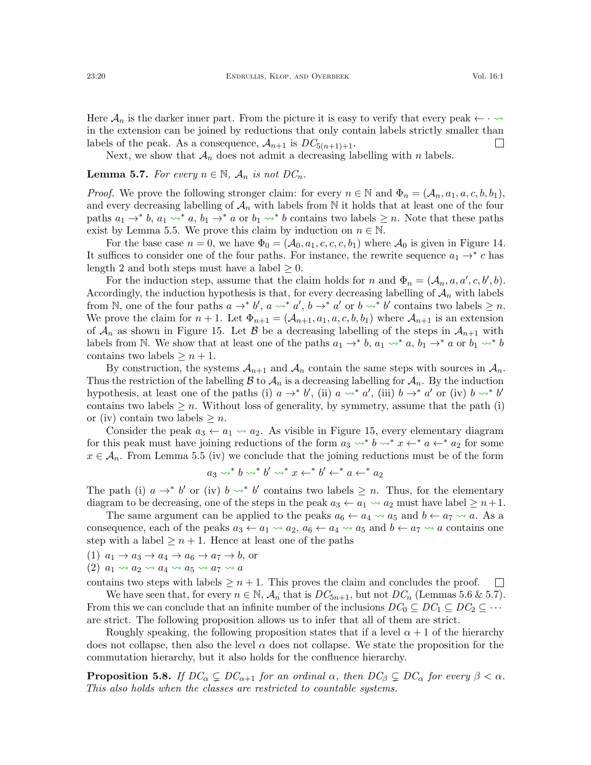Here $\mathcal{A}_n$ is the darker inner part. From the picture it is easy to verify that every peak $\leftarrow \cdot \rightsquigarrow$ in the extension can be joined by reductions that only contain labels strictly smaller than labels of the peak. As a consequence, $\mathcal{A}_{n+1}$ is $DC_{5(n+1)+1}$. ☐

Next, we show that $\mathcal{A}_n$ does not admit a decreasing labelling with $n$ labels.

**Lemma 5.7.** *For every $n \in \mathbb{N}$, $\mathcal{A}_n$ is not $DC_n$.*

*Proof.* We prove the following stronger claim: for every $n \in \mathbb{N}$ and $\Phi_n = (\mathcal{A}_n, a_1, a, c, b, b_1)$, and every decreasing labelling of $\mathcal{A}_n$ with labels from $\mathbb{N}$ it holds that at least one of the four paths $a_1 \to^* b$, $a_1 \rightsquigarrow^* a$, $b_1 \to^* a$ or $b_1 \rightsquigarrow^* b$ contains two labels $\geq n$. Note that these paths exist by Lemma 5.5. We prove this claim by induction on $n \in \mathbb{N}$.

For the base case $n = 0$, we have $\Phi_0 = (\mathcal{A}_0, a_1, c, c, c, b_1)$ where $\mathcal{A}_0$ is given in Figure 14. It suffices to consider one of the four paths. For instance, the rewrite sequence $a_1 \to^* c$ has length 2 and both steps must have a label $\geq 0$.

For the induction step, assume that the claim holds for $n$ and $\Phi_n = (\mathcal{A}_n, a, a', c, b', b)$. Accordingly, the induction hypothesis is that, for every decreasing labelling of $\mathcal{A}_n$ with labels from $\mathbb{N}$, one of the four paths $a \to^* b'$, $a \rightsquigarrow^* a'$, $b \to^* a'$ or $b \rightsquigarrow^* b'$ contains two labels $\geq n$. We prove the claim for $n+1$. Let $\Phi_{n+1} = (\mathcal{A}_{n+1}, a_1, a, c, b, b_1)$ where $\mathcal{A}_{n+1}$ is an extension of $\mathcal{A}_n$ as shown in Figure 15. Let $\mathcal{B}$ be a decreasing labelling of the steps in $\mathcal{A}_{n+1}$ with labels from $\mathbb{N}$. We show that at least one of the paths $a_1 \to^* b$, $a_1 \rightsquigarrow^* a$, $b_1 \to^* a$ or $b_1 \rightsquigarrow^* b$ contains two labels $\geq n+1$.

By construction, the systems $\mathcal{A}_{n+1}$ and $\mathcal{A}_n$ contain the same steps with sources in $\mathcal{A}_n$. Thus the restriction of the labelling $\mathcal{B}$ to $\mathcal{A}_n$ is a decreasing labelling for $\mathcal{A}_n$. By the induction hypothesis, at least one of the paths (i) $a \to^* b'$, (ii) $a \rightsquigarrow^* a'$, (iii) $b \to^* a'$ or (iv) $b \rightsquigarrow^* b'$ contains two labels $\geq n$. Without loss of generality, by symmetry, assume that the path (i) or (iv) contain two labels $\geq n$.

Consider the peak $a_3 \leftarrow a_1 \rightsquigarrow a_2$. As visible in Figure 15, every elementary diagram for this peak must have joining reductions of the form $a_3 \rightsquigarrow^* b \rightsquigarrow^* x \leftarrow^* a \leftarrow^* a_2$ for some $x \in \mathcal{A}_n$. From Lemma 5.5 (iv) we conclude that the joining reductions must be of the form

$$a_3 \rightsquigarrow^* b \rightsquigarrow^* b' \rightsquigarrow^* x \leftarrow^* b' \leftarrow^* a \leftarrow^* a_2$$

The path (i) $a \to^* b'$ or (iv) $b \rightsquigarrow^* b'$ contains two labels $\geq n$. Thus, for the elementary diagram to be decreasing, one of the steps in the peak $a_3 \leftarrow a_1 \rightsquigarrow a_2$ must have label $\geq n+1$.

The same argument can be applied to the peaks $a_6 \leftarrow a_4 \rightsquigarrow a_5$ and $b \leftarrow a_7 \rightsquigarrow a$. As a consequence, each of the peaks $a_3 \leftarrow a_1 \rightsquigarrow a_2$, $a_6 \leftarrow a_4 \rightsquigarrow a_5$ and $b \leftarrow a_7 \rightsquigarrow a$ contains one step with a label $\geq n+1$. Hence at least one of the paths

(1) $a_1 \to a_3 \to a_4 \to a_6 \to a_7 \to b$, or
(2) $a_1 \rightsquigarrow a_2 \rightsquigarrow a_4 \rightsquigarrow a_5 \rightsquigarrow a_7 \rightsquigarrow a$

contains two steps with labels $\geq n+1$. This proves the claim and concludes the proof. ☐

We have seen that, for every $n \in \mathbb{N}$, $\mathcal{A}_n$ that is $DC_{5n+1}$, but not $DC_n$ (Lemmas 5.6 & 5.7). From this we can conclude that an infinite number of the inclusions $DC_0 \subseteq DC_1 \subseteq DC_2 \subseteq \cdots$ are strict. The following proposition allows us to infer that all of them are strict.

Roughly speaking, the following proposition states that if a level $\alpha+1$ of the hierarchy does not collapse, then also the level $\alpha$ does not collapse. We state the proposition for the commutation hierarchy, but it also holds for the confluence hierarchy.

**Proposition 5.8.** *If $DC_\alpha \subsetneq DC_{\alpha+1}$ for an ordinal $\alpha$, then $DC_\beta \subsetneq DC_\alpha$ for every $\beta < \alpha$. This also holds when the classes are restricted to countable systems.*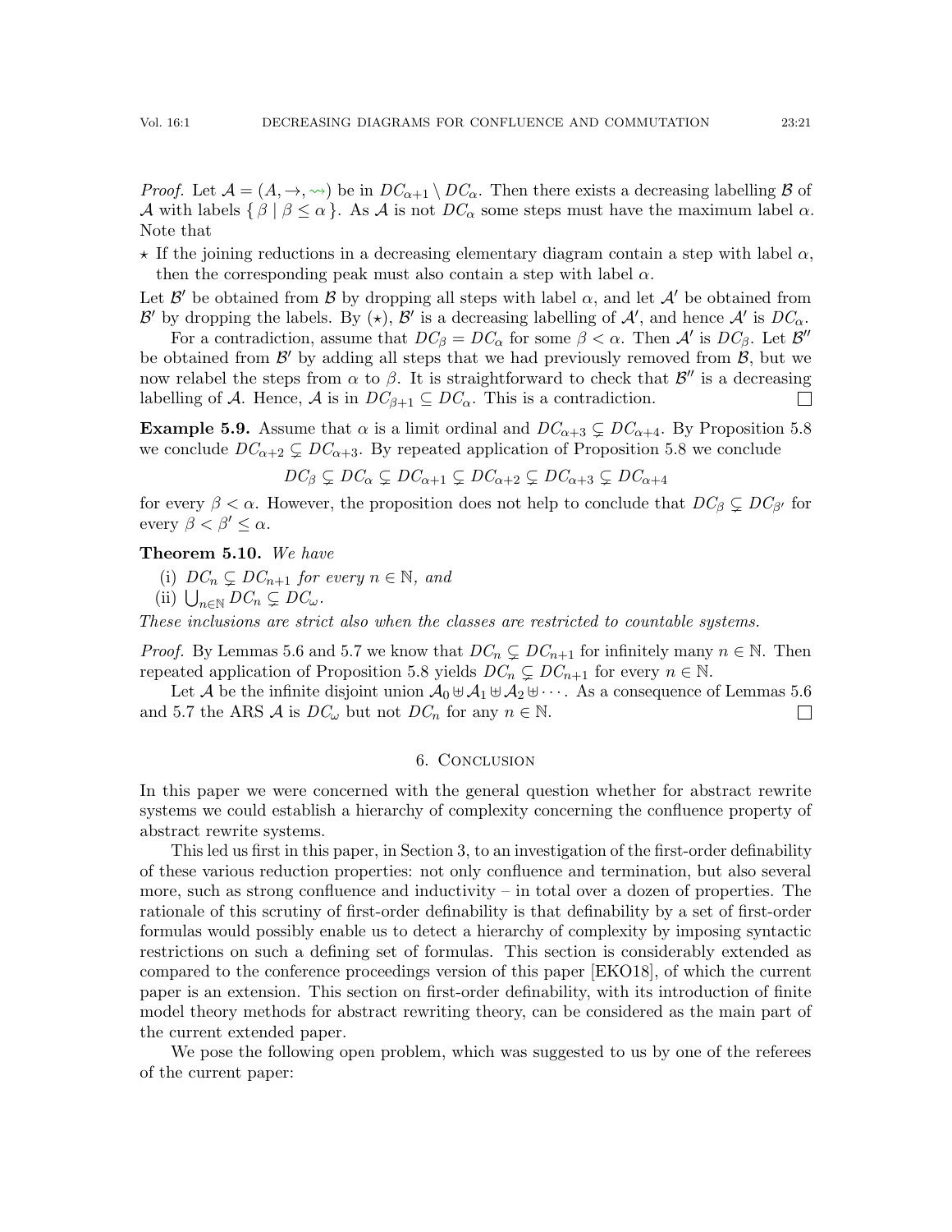*Proof.* Let $\mathcal{A} = (A, \to, \rightsquigarrow)$ be in $DC_{\alpha+1} \setminus DC_\alpha$. Then there exists a decreasing labelling $\mathcal{B}$ of $\mathcal{A}$ with labels $\{ \beta \mid \beta \leq \alpha \}$. As $\mathcal{A}$ is not $DC_\alpha$ some steps must have the maximum label $\alpha$. Note that

- $\star$ If the joining reductions in a decreasing elementary diagram contain a step with label $\alpha$, then the corresponding peak must also contain a step with label $\alpha$.

Let $\mathcal{B}'$ be obtained from $\mathcal{B}$ by dropping all steps with label $\alpha$, and let $\mathcal{A}'$ be obtained from $\mathcal{B}'$ by dropping the labels. By ($\star$), $\mathcal{B}'$ is a decreasing labelling of $\mathcal{A}'$, and hence $\mathcal{A}'$ is $DC_\alpha$.

For a contradiction, assume that $DC_\beta = DC_\alpha$ for some $\beta < \alpha$. Then $\mathcal{A}'$ is $DC_\beta$. Let $\mathcal{B}''$ be obtained from $\mathcal{B}'$ by adding all steps that we had previously removed from $\mathcal{B}$, but we now relabel the steps from $\alpha$ to $\beta$. It is straightforward to check that $\mathcal{B}''$ is a decreasing labelling of $\mathcal{A}$. Hence, $\mathcal{A}$ is in $DC_{\beta+1} \subseteq DC_\alpha$. This is a contradiction. $\square$

**Example 5.9.** Assume that $\alpha$ is a limit ordinal and $DC_{\alpha+3} \subsetneq DC_{\alpha+4}$. By Proposition 5.8 we conclude $DC_{\alpha+2} \subsetneq DC_{\alpha+3}$. By repeated application of Proposition 5.8 we conclude

$$DC_\beta \subsetneq DC_\alpha \subsetneq DC_{\alpha+1} \subsetneq DC_{\alpha+2} \subsetneq DC_{\alpha+3} \subsetneq DC_{\alpha+4}$$

for every $\beta < \alpha$. However, the proposition does not help to conclude that $DC_\beta \subsetneq DC_{\beta'}$ for every $\beta < \beta' \leq \alpha$.

**Theorem 5.10.** *We have*

1. (i) $DC_n \subsetneq DC_{n+1}$ *for every* $n \in \mathbb{N}$*, and*
2. (ii) $\bigcup_{n \in \mathbb{N}} DC_n \subsetneq DC_\omega$.

*These inclusions are strict also when the classes are restricted to countable systems.*

*Proof.* By Lemmas 5.6 and 5.7 we know that $DC_n \subsetneq DC_{n+1}$ for infinitely many $n \in \mathbb{N}$. Then repeated application of Proposition 5.8 yields $DC_n \subsetneq DC_{n+1}$ for every $n \in \mathbb{N}$.

Let $\mathcal{A}$ be the infinite disjoint union $\mathcal{A}_0 \uplus \mathcal{A}_1 \uplus \mathcal{A}_2 \uplus \cdots$. As a consequence of Lemmas 5.6 and 5.7 the ARS $\mathcal{A}$ is $DC_\omega$ but not $DC_n$ for any $n \in \mathbb{N}$. $\square$

## 6. Conclusion

In this paper we were concerned with the general question whether for abstract rewrite systems we could establish a hierarchy of complexity concerning the confluence property of abstract rewrite systems.

This led us first in this paper, in Section 3, to an investigation of the first-order definability of these various reduction properties: not only confluence and termination, but also several more, such as strong confluence and inductivity – in total over a dozen of properties. The rationale of this scrutiny of first-order definability is that definability by a set of first-order formulas would possibly enable us to detect a hierarchy of complexity by imposing syntactic restrictions on such a defining set of formulas. This section is considerably extended as compared to the conference proceedings version of this paper [EKO18], of which the current paper is an extension. This section on first-order definability, with its introduction of finite model theory methods for abstract rewriting theory, can be considered as the main part of the current extended paper.

We pose the following open problem, which was suggested to us by one of the referees of the current paper: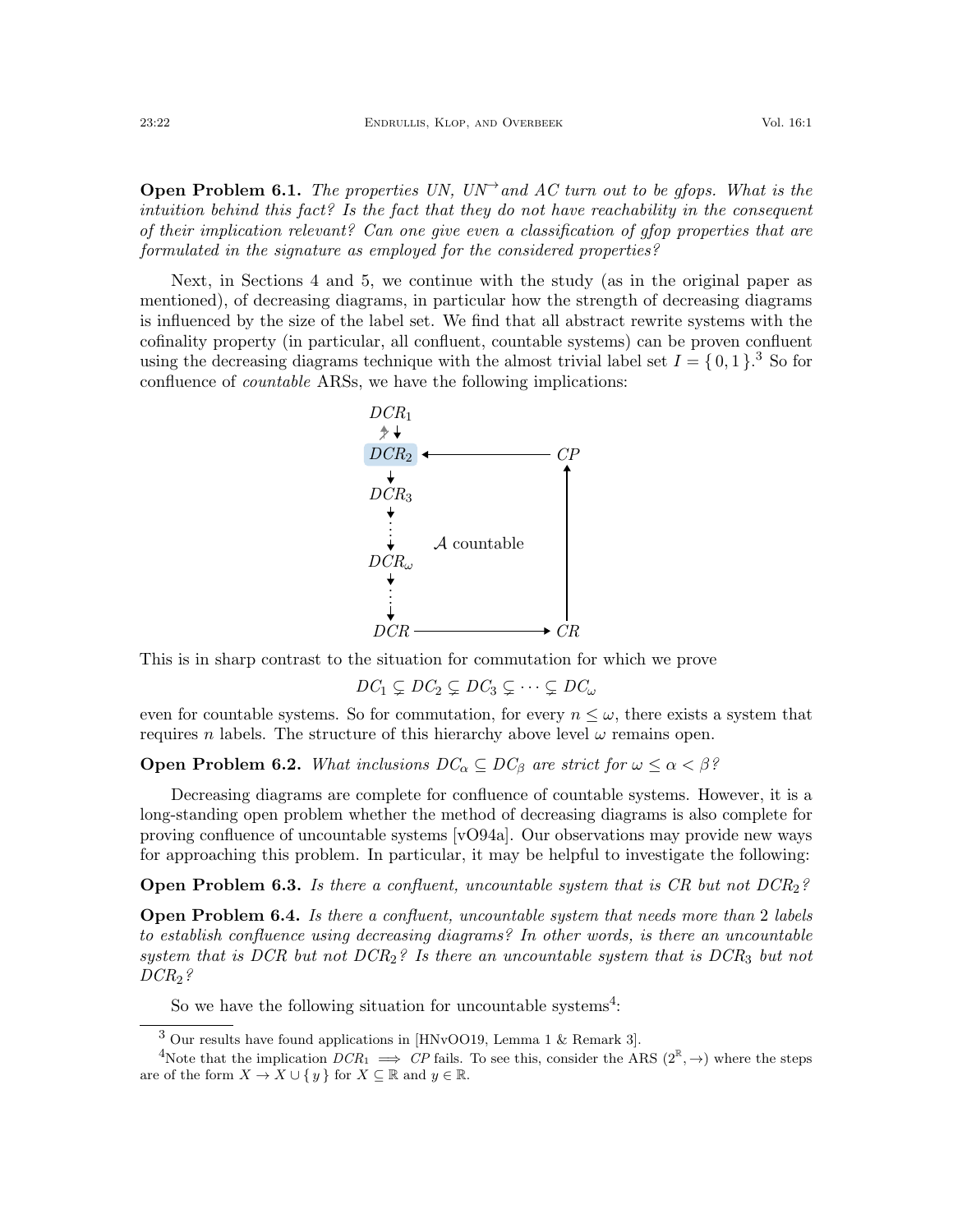**Open Problem 6.1.** *The properties UN, UN$^{\rightarrow}$ and AC turn out to be gfops. What is the intuition behind this fact? Is the fact that they do not have reachability in the consequent of their implication relevant? Can one give even a classification of gfop properties that are formulated in the signature as employed for the considered properties?*

Next, in Sections 4 and 5, we continue with the study (as in the original paper as mentioned), of decreasing diagrams, in particular how the strength of decreasing diagrams is influenced by the size of the label set. We find that all abstract rewrite systems with the cofinality property (in particular, all confluent, countable systems) can be proven confluent using the decreasing diagrams technique with the almost trivial label set $I = \{0, 1\}$.[3] So for confluence of *countable* ARSs, we have the following implications:

$$
\begin{array}{ccc}
DCR_1 & & \\
\not\uparrow\downarrow & & \\
DCR_2 & \longleftarrow & CP \\
\downarrow & & \uparrow \\
DCR_3 & & \\
\vdots & \mathcal{A}\text{ countable} & \\
DCR_\omega & & \\
\vdots & & \\
DCR & \longrightarrow & CR
\end{array}
$$

This is in sharp contrast to the situation for commutation for which we prove

$$DC_1 \subsetneq DC_2 \subsetneq DC_3 \subsetneq \cdots \subsetneq DC_\omega$$

even for countable systems. So for commutation, for every $n \leq \omega$, there exists a system that requires $n$ labels. The structure of this hierarchy above level $\omega$ remains open.

**Open Problem 6.2.** *What inclusions $DC_\alpha \subseteq DC_\beta$ are strict for $\omega \leq \alpha < \beta$?*

Decreasing diagrams are complete for confluence of countable systems. However, it is a long-standing open problem whether the method of decreasing diagrams is also complete for proving confluence of uncountable systems [vO94a]. Our observations may provide new ways for approaching this problem. In particular, it may be helpful to investigate the following:

**Open Problem 6.3.** *Is there a confluent, uncountable system that is CR but not $DCR_2$?*

**Open Problem 6.4.** *Is there a confluent, uncountable system that needs more than 2 labels to establish confluence using decreasing diagrams? In other words, is there an uncountable system that is DCR but not $DCR_2$? Is there an uncountable system that is $DCR_3$ but not $DCR_2$?*

So we have the following situation for uncountable systems[4]:

[3] Our results have found applications in [HNvOO19, Lemma 1 & Remark 3].

[4] Note that the implication $DCR_1 \implies CP$ fails. To see this, consider the ARS $(2^{\mathbb{R}}, \rightarrow)$ where the steps are of the form $X \rightarrow X \cup \{y\}$ for $X \subseteq \mathbb{R}$ and $y \in \mathbb{R}$.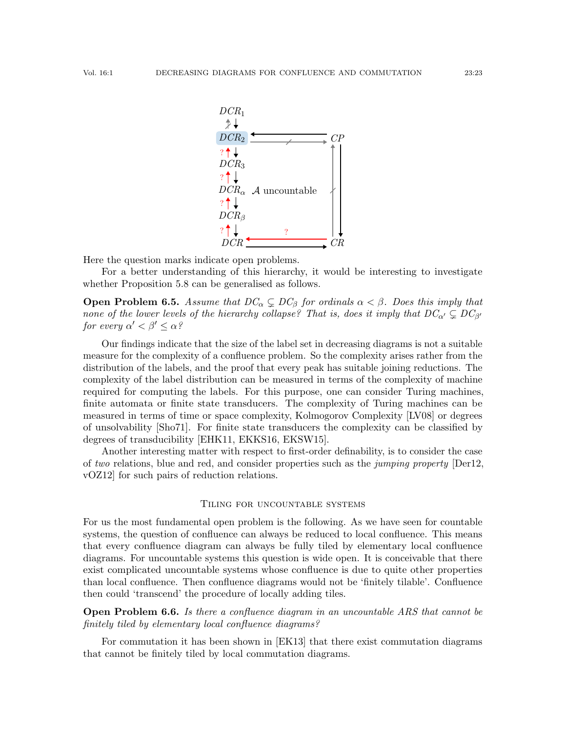Here the question marks indicate open problems.

For a better understanding of this hierarchy, it would be interesting to investigate whether Proposition 5.8 can be generalised as follows.

**Open Problem 6.5.** *Assume that $DC_\alpha \subsetneq DC_\beta$ for ordinals $\alpha < \beta$. Does this imply that none of the lower levels of the hierarchy collapse? That is, does it imply that $DC_{\alpha'} \subsetneq DC_{\beta'}$ for every $\alpha' < \beta' \leq \alpha$?*

Our findings indicate that the size of the label set in decreasing diagrams is not a suitable measure for the complexity of a confluence problem. So the complexity arises rather from the distribution of the labels, and the proof that every peak has suitable joining reductions. The complexity of the label distribution can be measured in terms of the complexity of machine required for computing the labels. For this purpose, one can consider Turing machines, finite automata or finite state transducers. The complexity of Turing machines can be measured in terms of time or space complexity, Kolmogorov Complexity [LV08] or degrees of unsolvability [Sho71]. For finite state transducers the complexity can be classified by degrees of transducibility [EHK11, EKKS16, EKSW15].

Another interesting matter with respect to first-order definability, is to consider the case of *two* relations, blue and red, and consider properties such as the *jumping property* [Der12, vOZ12] for such pairs of reduction relations.

## Tiling for uncountable systems

For us the most fundamental open problem is the following. As we have seen for countable systems, the question of confluence can always be reduced to local confluence. This means that every confluence diagram can always be fully tiled by elementary local confluence diagrams. For uncountable systems this question is wide open. It is conceivable that there exist complicated uncountable systems whose confluence is due to quite other properties than local confluence. Then confluence diagrams would not be 'finitely tilable'. Confluence then could 'transcend' the procedure of locally adding tiles.

**Open Problem 6.6.** *Is there a confluence diagram in an uncountable ARS that cannot be finitely tiled by elementary local confluence diagrams?*

For commutation it has been shown in [EK13] that there exist commutation diagrams that cannot be finitely tiled by local commutation diagrams.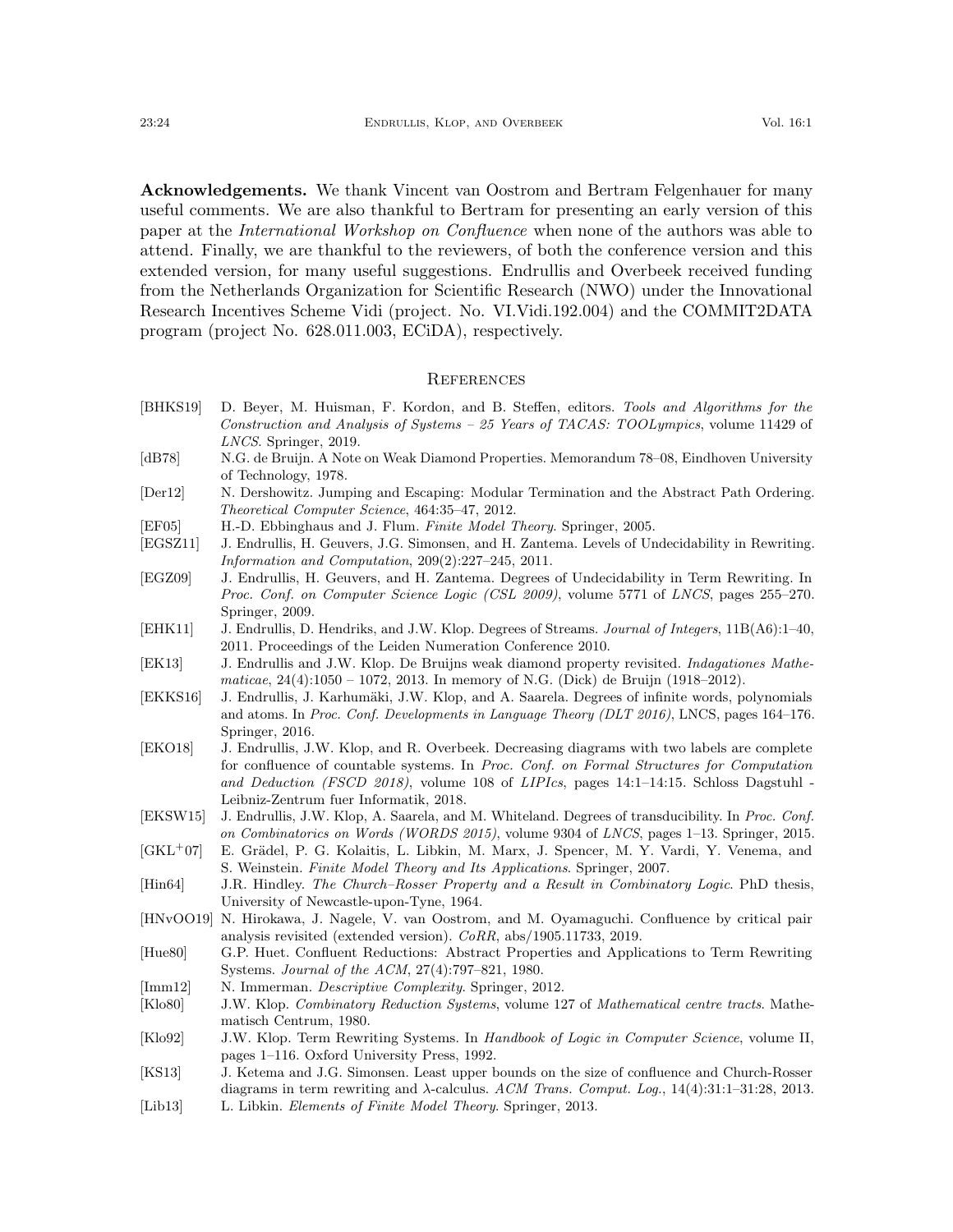**Acknowledgements.** We thank Vincent van Oostrom and Bertram Felgenhauer for many useful comments. We are also thankful to Bertram for presenting an early version of this paper at the *International Workshop on Confluence* when none of the authors was able to attend. Finally, we are thankful to the reviewers, of both the conference version and this extended version, for many useful suggestions. Endrullis and Overbeek received funding from the Netherlands Organization for Scientific Research (NWO) under the Innovational Research Incentives Scheme Vidi (project. No. VI.Vidi.192.004) and the COMMIT2DATA program (project No. 628.011.003, ECiDA), respectively.

## References

- [BHKS19] D. Beyer, M. Huisman, F. Kordon, and B. Steffen, editors. *Tools and Algorithms for the Construction and Analysis of Systems – 25 Years of TACAS: TOOLympics*, volume 11429 of *LNCS*. Springer, 2019.
- [dB78] N.G. de Bruijn. A Note on Weak Diamond Properties. Memorandum 78–08, Eindhoven University of Technology, 1978.
- [Der12] N. Dershowitz. Jumping and Escaping: Modular Termination and the Abstract Path Ordering. *Theoretical Computer Science*, 464:35–47, 2012.
- [EF05] H.-D. Ebbinghaus and J. Flum. *Finite Model Theory*. Springer, 2005.
- [EGSZ11] J. Endrullis, H. Geuvers, J.G. Simonsen, and H. Zantema. Levels of Undecidability in Rewriting. *Information and Computation*, 209(2):227–245, 2011.
- [EGZ09] J. Endrullis, H. Geuvers, and H. Zantema. Degrees of Undecidability in Term Rewriting. In *Proc. Conf. on Computer Science Logic (CSL 2009)*, volume 5771 of *LNCS*, pages 255–270. Springer, 2009.
- [EHK11] J. Endrullis, D. Hendriks, and J.W. Klop. Degrees of Streams. *Journal of Integers*, 11B(A6):1–40, 2011. Proceedings of the Leiden Numeration Conference 2010.
- [EK13] J. Endrullis and J.W. Klop. De Bruijns weak diamond property revisited. *Indagationes Mathematicae*, 24(4):1050 – 1072, 2013. In memory of N.G. (Dick) de Bruijn (1918–2012).
- [EKKS16] J. Endrullis, J. Karhumäki, J.W. Klop, and A. Saarela. Degrees of infinite words, polynomials and atoms. In *Proc. Conf. Developments in Language Theory (DLT 2016)*, LNCS, pages 164–176. Springer, 2016.
- [EKO18] J. Endrullis, J.W. Klop, and R. Overbeek. Decreasing diagrams with two labels are complete for confluence of countable systems. In *Proc. Conf. on Formal Structures for Computation and Deduction (FSCD 2018)*, volume 108 of *LIPIcs*, pages 14:1–14:15. Schloss Dagstuhl - Leibniz-Zentrum fuer Informatik, 2018.
- [EKSW15] J. Endrullis, J.W. Klop, A. Saarela, and M. Whiteland. Degrees of transducibility. In *Proc. Conf. on Combinatorics on Words (WORDS 2015)*, volume 9304 of *LNCS*, pages 1–13. Springer, 2015.
- [GKL+07] E. Grädel, P. G. Kolaitis, L. Libkin, M. Marx, J. Spencer, M. Y. Vardi, Y. Venema, and S. Weinstein. *Finite Model Theory and Its Applications*. Springer, 2007.
- [Hin64] J.R. Hindley. *The Church–Rosser Property and a Result in Combinatory Logic*. PhD thesis, University of Newcastle-upon-Tyne, 1964.
- [HNvOO19] N. Hirokawa, J. Nagele, V. van Oostrom, and M. Oyamaguchi. Confluence by critical pair analysis revisited (extended version). *CoRR*, abs/1905.11733, 2019.
- [Hue80] G.P. Huet. Confluent Reductions: Abstract Properties and Applications to Term Rewriting Systems. *Journal of the ACM*, 27(4):797–821, 1980.
- [Imm12] N. Immerman. *Descriptive Complexity*. Springer, 2012.
- [Klo80] J.W. Klop. *Combinatory Reduction Systems*, volume 127 of *Mathematical centre tracts*. Mathematisch Centrum, 1980.
- [Klo92] J.W. Klop. Term Rewriting Systems. In *Handbook of Logic in Computer Science*, volume II, pages 1–116. Oxford University Press, 1992.
- [KS13] J. Ketema and J.G. Simonsen. Least upper bounds on the size of confluence and Church-Rosser diagrams in term rewriting and λ-calculus. *ACM Trans. Comput. Log.*, 14(4):31:1–31:28, 2013.
- [Lib13] L. Libkin. *Elements of Finite Model Theory*. Springer, 2013.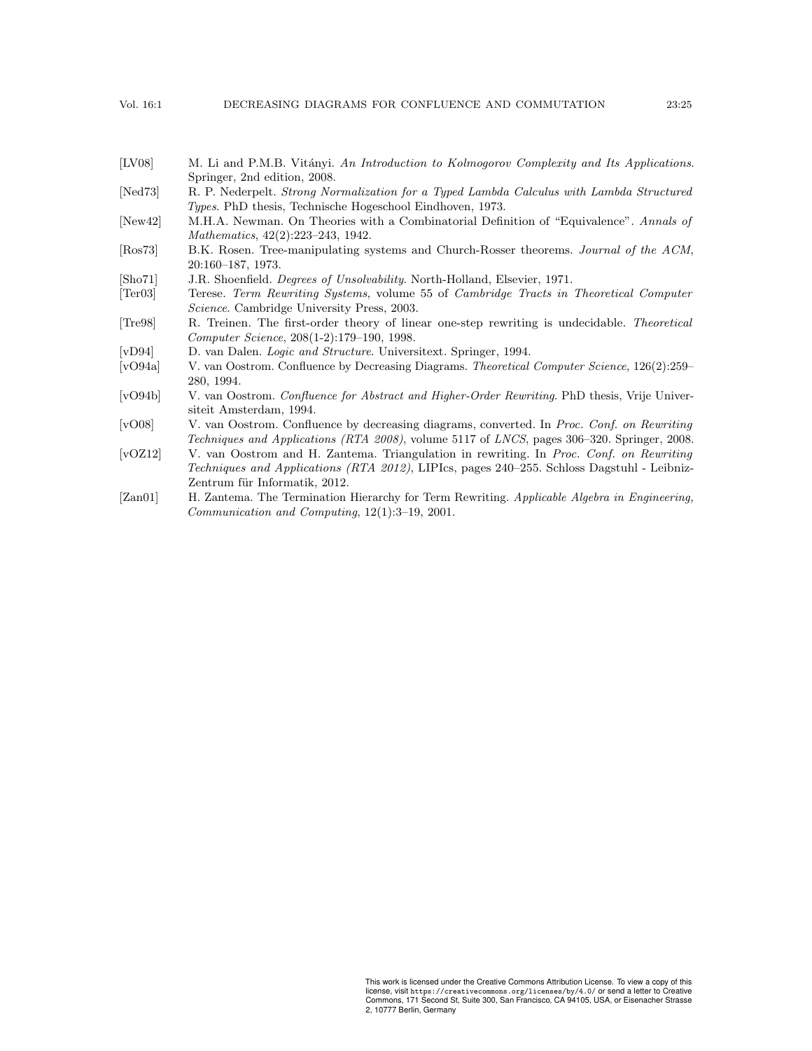[LV08] M. Li and P.M.B. Vitányi. *An Introduction to Kolmogorov Complexity and Its Applications*. Springer, 2nd edition, 2008.

[Ned73] R. P. Nederpelt. *Strong Normalization for a Typed Lambda Calculus with Lambda Structured Types*. PhD thesis, Technische Hogeschool Eindhoven, 1973.

[New42] M.H.A. Newman. On Theories with a Combinatorial Definition of "Equivalence". *Annals of Mathematics*, 42(2):223–243, 1942.

[Ros73] B.K. Rosen. Tree-manipulating systems and Church-Rosser theorems. *Journal of the ACM*, 20:160–187, 1973.

[Sho71] J.R. Shoenfield. *Degrees of Unsolvability*. North-Holland, Elsevier, 1971.

[Ter03] Terese. *Term Rewriting Systems*, volume 55 of *Cambridge Tracts in Theoretical Computer Science*. Cambridge University Press, 2003.

[Tre98] R. Treinen. The first-order theory of linear one-step rewriting is undecidable. *Theoretical Computer Science*, 208(1-2):179–190, 1998.

[vD94] D. van Dalen. *Logic and Structure*. Universitext. Springer, 1994.

[vO94a] V. van Oostrom. Confluence by Decreasing Diagrams. *Theoretical Computer Science*, 126(2):259–280, 1994.

[vO94b] V. van Oostrom. *Confluence for Abstract and Higher-Order Rewriting*. PhD thesis, Vrije Universiteit Amsterdam, 1994.

[vO08] V. van Oostrom. Confluence by decreasing diagrams, converted. In *Proc. Conf. on Rewriting Techniques and Applications (RTA 2008)*, volume 5117 of *LNCS*, pages 306–320. Springer, 2008.

[vOZ12] V. van Oostrom and H. Zantema. Triangulation in rewriting. In *Proc. Conf. on Rewriting Techniques and Applications (RTA 2012)*, LIPIcs, pages 240–255. Schloss Dagstuhl - Leibniz-Zentrum für Informatik, 2012.

[Zan01] H. Zantema. The Termination Hierarchy for Term Rewriting. *Applicable Algebra in Engineering, Communication and Computing*, 12(1):3–19, 2001.

This work is licensed under the Creative Commons Attribution License. To view a copy of this license, visit https://creativecommons.org/licenses/by/4.0/ or send a letter to Creative Commons, 171 Second St, Suite 300, San Francisco, CA 94105, USA, or Eisenacher Strasse 2, 10777 Berlin, Germany